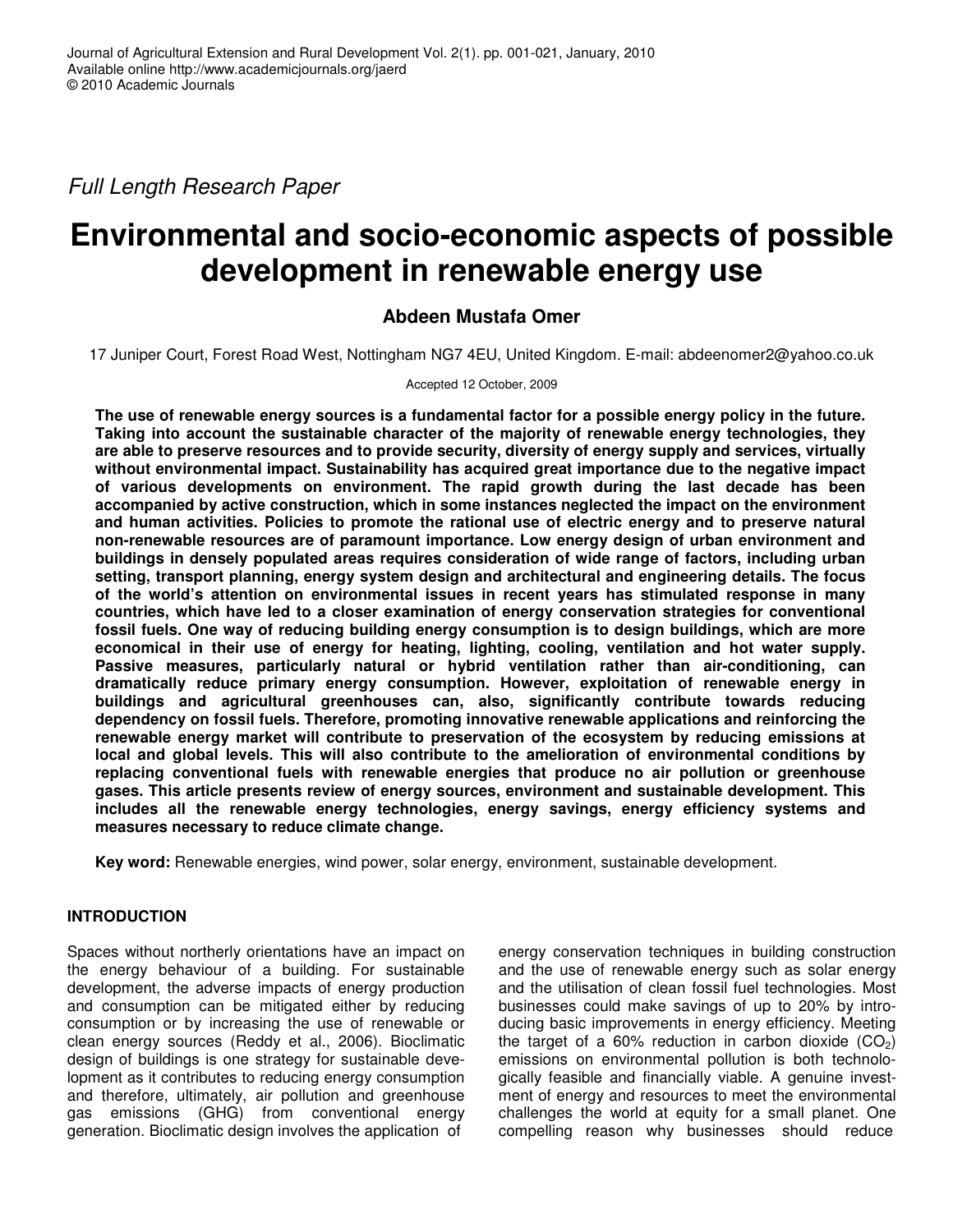*Full Length Research Paper*

# Environmental and socio-economic aspects of possible development in renewable energy use

**Abdeen Mustafa Omer**

17 Juniper Court, Forest Road West, Nottingham NG7 4EU, United Kingdom. E-mail: abdeenomer2@yahoo.co.uk

Accepted 12 October, 2009

**The use of renewable energy sources is a fundamental factor for a possible energy policy in the future. Taking into account the sustainable character of the majority of renewable energy technologies, they are able to preserve resources and to provide security, diversity of energy supply and services, virtually without environmental impact. Sustainability has acquired great importance due to the negative impact of various developments on environment. The rapid growth during the last decade has been accompanied by active construction, which in some instances neglected the impact on the environment and human activities. Policies to promote the rational use of electric energy and to preserve natural non-renewable resources are of paramount importance. Low energy design of urban environment and buildings in densely populated areas requires consideration of wide range of factors, including urban setting, transport planning, energy system design and architectural and engineering details. The focus of the world's attention on environmental issues in recent years has stimulated response in many countries, which have led to a closer examination of energy conservation strategies for conventional fossil fuels. One way of reducing building energy consumption is to design buildings, which are more economical in their use of energy for heating, lighting, cooling, ventilation and hot water supply. Passive measures, particularly natural or hybrid ventilation rather than air-conditioning, can dramatically reduce primary energy consumption. However, exploitation of renewable energy in buildings and agricultural greenhouses can, also, significantly contribute towards reducing dependency on fossil fuels. Therefore, promoting innovative renewable applications and reinforcing the renewable energy market will contribute to preservation of the ecosystem by reducing emissions at local and global levels. This will also contribute to the amelioration of environmental conditions by replacing conventional fuels with renewable energies that produce no air pollution or greenhouse gases. This article presents review of energy sources, environment and sustainable development. This includes all the renewable energy technologies, energy savings, energy efficiency systems and measures necessary to reduce climate change.**

**Key word:** Renewable energies, wind power, solar energy, environment, sustainable development.

## INTRODUCTION

Spaces without northerly orientations have an impact on the energy behaviour of a building. For sustainable development, the adverse impacts of energy production and consumption can be mitigated either by reducing consumption or by increasing the use of renewable or clean energy sources (Reddy et al., 2006). Bioclimatic design of buildings is one strategy for sustainable development as it contributes to reducing energy consumption and therefore, ultimately, air pollution and greenhouse gas emissions (GHG) from conventional energy generation. Bioclimatic design involves the application of energy conservation techniques in building construction and the use of renewable energy such as solar energy and the utilisation of clean fossil fuel technologies. Most businesses could make savings of up to 20% by introducing basic improvements in energy efficiency. Meeting the target of a 60% reduction in carbon dioxide ($CO_2$) emissions on environmental pollution is both technologically feasible and financially viable. A genuine investment of energy and resources to meet the environmental challenges the world at equity for a small planet. One compelling reason why businesses should reduce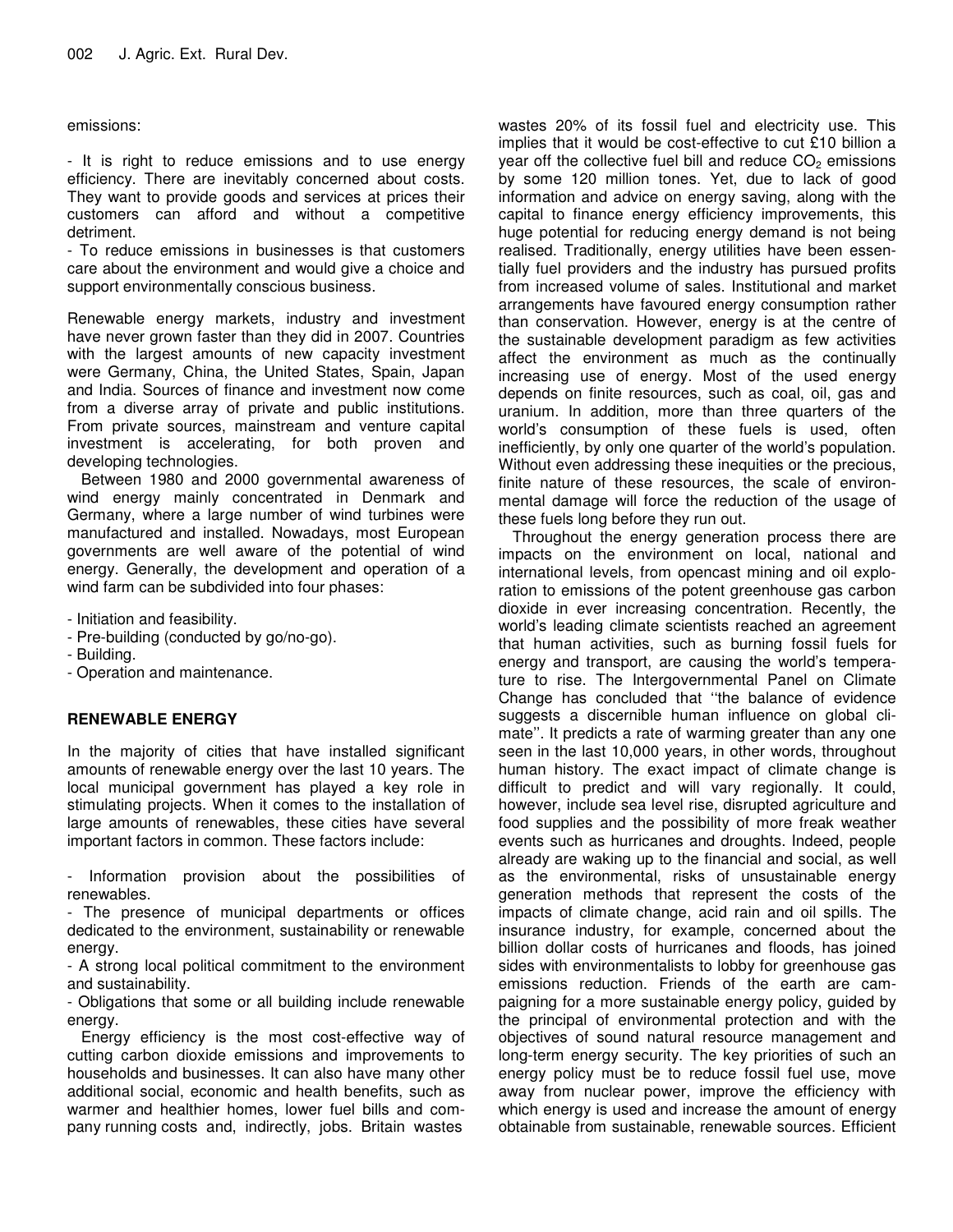emissions:

- It is right to reduce emissions and to use energy efficiency. There are inevitably concerned about costs. They want to provide goods and services at prices their customers can afford and without a competitive detriment.
- To reduce emissions in businesses is that customers care about the environment and would give a choice and support environmentally conscious business.

Renewable energy markets, industry and investment have never grown faster than they did in 2007. Countries with the largest amounts of new capacity investment were Germany, China, the United States, Spain, Japan and India. Sources of finance and investment now come from a diverse array of private and public institutions. From private sources, mainstream and venture capital investment is accelerating, for both proven and developing technologies.

Between 1980 and 2000 governmental awareness of wind energy mainly concentrated in Denmark and Germany, where a large number of wind turbines were manufactured and installed. Nowadays, most European governments are well aware of the potential of wind energy. Generally, the development and operation of a wind farm can be subdivided into four phases:

- Initiation and feasibility.
- Pre-building (conducted by go/no-go).
- Building.
- Operation and maintenance.

## RENEWABLE ENERGY

In the majority of cities that have installed significant amounts of renewable energy over the last 10 years. The local municipal government has played a key role in stimulating projects. When it comes to the installation of large amounts of renewables, these cities have several important factors in common. These factors include:

- Information provision about the possibilities of renewables.
- The presence of municipal departments or offices dedicated to the environment, sustainability or renewable energy.
- A strong local political commitment to the environment and sustainability.
- Obligations that some or all building include renewable energy.

Energy efficiency is the most cost-effective way of cutting carbon dioxide emissions and improvements to households and businesses. It can also have many other additional social, economic and health benefits, such as warmer and healthier homes, lower fuel bills and company running costs and, indirectly, jobs. Britain wastes 20% of its fossil fuel and electricity use. This implies that it would be cost-effective to cut £10 billion a year off the collective fuel bill and reduce $CO_2$ emissions by some 120 million tones. Yet, due to lack of good information and advice on energy saving, along with the capital to finance energy efficiency improvements, this huge potential for reducing energy demand is not being realised. Traditionally, energy utilities have been essentially fuel providers and the industry has pursued profits from increased volume of sales. Institutional and market arrangements have favoured energy consumption rather than conservation. However, energy is at the centre of the sustainable development paradigm as few activities affect the environment as much as the continually increasing use of energy. Most of the used energy depends on finite resources, such as coal, oil, gas and uranium. In addition, more than three quarters of the world's consumption of these fuels is used, often inefficiently, by only one quarter of the world's population. Without even addressing these inequities or the precious, finite nature of these resources, the scale of environmental damage will force the reduction of the usage of these fuels long before they run out.

Throughout the energy generation process there are impacts on the environment on local, national and international levels, from opencast mining and oil exploration to emissions of the potent greenhouse gas carbon dioxide in ever increasing concentration. Recently, the world's leading climate scientists reached an agreement that human activities, such as burning fossil fuels for energy and transport, are causing the world's temperature to rise. The Intergovernmental Panel on Climate Change has concluded that ''the balance of evidence suggests a discernible human influence on global climate''. It predicts a rate of warming greater than any one seen in the last 10,000 years, in other words, throughout human history. The exact impact of climate change is difficult to predict and will vary regionally. It could, however, include sea level rise, disrupted agriculture and food supplies and the possibility of more freak weather events such as hurricanes and droughts. Indeed, people already are waking up to the financial and social, as well as the environmental, risks of unsustainable energy generation methods that represent the costs of the impacts of climate change, acid rain and oil spills. The insurance industry, for example, concerned about the billion dollar costs of hurricanes and floods, has joined sides with environmentalists to lobby for greenhouse gas emissions reduction. Friends of the earth are campaigning for a more sustainable energy policy, guided by the principal of environmental protection and with the objectives of sound natural resource management and long-term energy security. The key priorities of such an energy policy must be to reduce fossil fuel use, move away from nuclear power, improve the efficiency with which energy is used and increase the amount of energy obtainable from sustainable, renewable sources. Efficient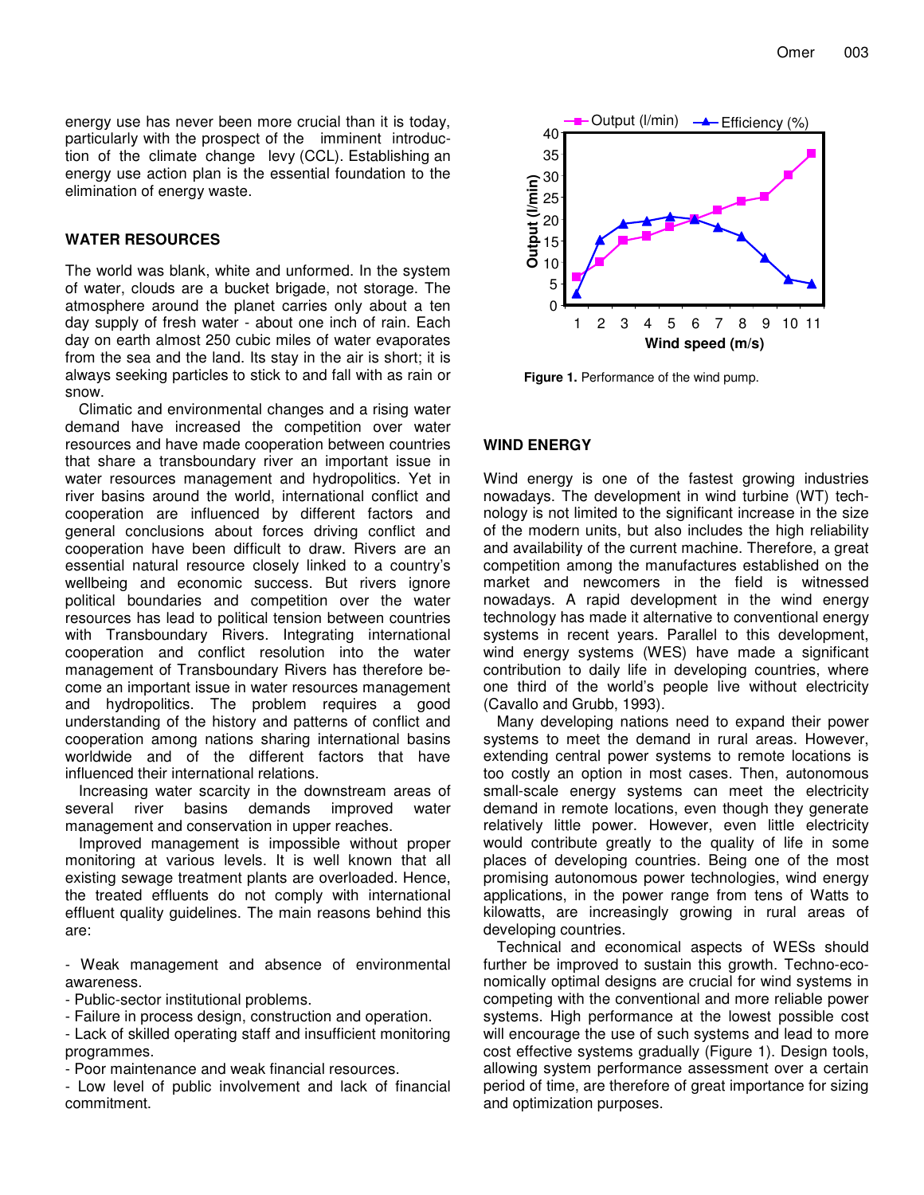energy use has never been more crucial than it is today, particularly with the prospect of the imminent introduction of the climate change levy (CCL). Establishing an energy use action plan is the essential foundation to the elimination of energy waste.

## WATER RESOURCES

The world was blank, white and unformed. In the system of water, clouds are a bucket brigade, not storage. The atmosphere around the planet carries only about a ten day supply of fresh water - about one inch of rain. Each day on earth almost 250 cubic miles of water evaporates from the sea and the land. Its stay in the air is short; it is always seeking particles to stick to and fall with as rain or snow.

Climatic and environmental changes and a rising water demand have increased the competition over water resources and have made cooperation between countries that share a transboundary river an important issue in water resources management and hydropolitics. Yet in river basins around the world, international conflict and cooperation are influenced by different factors and general conclusions about forces driving conflict and cooperation have been difficult to draw. Rivers are an essential natural resource closely linked to a country's wellbeing and economic success. But rivers ignore political boundaries and competition over the water resources has lead to political tension between countries with Transboundary Rivers. Integrating international cooperation and conflict resolution into the water management of Transboundary Rivers has therefore become an important issue in water resources management and hydropolitics. The problem requires a good understanding of the history and patterns of conflict and cooperation among nations sharing international basins worldwide and of the different factors that have influenced their international relations.

Increasing water scarcity in the downstream areas of several river basins demands improved water management and conservation in upper reaches.

Improved management is impossible without proper monitoring at various levels. It is well known that all existing sewage treatment plants are overloaded. Hence, the treated effluents do not comply with international effluent quality guidelines. The main reasons behind this are:

- Weak management and absence of environmental awareness.
- Public-sector institutional problems.
- Failure in process design, construction and operation.
- Lack of skilled operating staff and insufficient monitoring programmes.
- Poor maintenance and weak financial resources.
- Low level of public involvement and lack of financial commitment.

Output (l/min)
Efficiency (%)
Output (l/min)
0
5
10
15
20
25
30
35
40
1 2 3 4 5 6 7 8 9 10 11
Wind speed (m/s)

**Figure 1.** Performance of the wind pump.

## WIND ENERGY

Wind energy is one of the fastest growing industries nowadays. The development in wind turbine (WT) technology is not limited to the significant increase in the size of the modern units, but also includes the high reliability and availability of the current machine. Therefore, a great competition among the manufactures established on the market and newcomers in the field is witnessed nowadays. A rapid development in the wind energy technology has made it alternative to conventional energy systems in recent years. Parallel to this development, wind energy systems (WES) have made a significant contribution to daily life in developing countries, where one third of the world's people live without electricity (Cavallo and Grubb, 1993).

Many developing nations need to expand their power systems to meet the demand in rural areas. However, extending central power systems to remote locations is too costly an option in most cases. Then, autonomous small-scale energy systems can meet the electricity demand in remote locations, even though they generate relatively little power. However, even little electricity would contribute greatly to the quality of life in some places of developing countries. Being one of the most promising autonomous power technologies, wind energy applications, in the power range from tens of Watts to kilowatts, are increasingly growing in rural areas of developing countries.

Technical and economical aspects of WESs should further be improved to sustain this growth. Techno-economically optimal designs are crucial for wind systems in competing with the conventional and more reliable power systems. High performance at the lowest possible cost will encourage the use of such systems and lead to more cost effective systems gradually (Figure 1). Design tools, allowing system performance assessment over a certain period of time, are therefore of great importance for sizing and optimization purposes.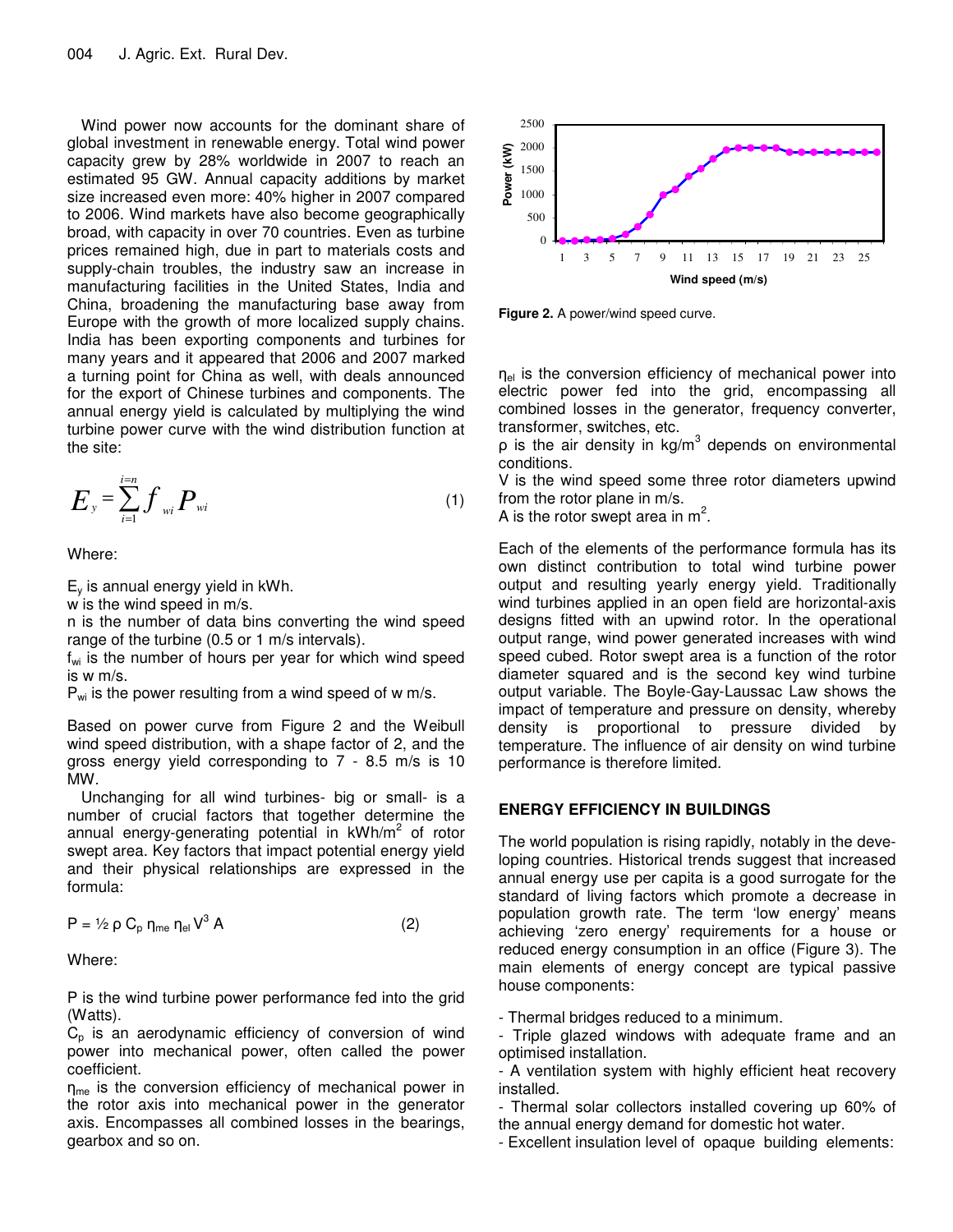Wind power now accounts for the dominant share of global investment in renewable energy. Total wind power capacity grew by 28% worldwide in 2007 to reach an estimated 95 GW. Annual capacity additions by market size increased even more: 40% higher in 2007 compared to 2006. Wind markets have also become geographically broad, with capacity in over 70 countries. Even as turbine prices remained high, due in part to materials costs and supply-chain troubles, the industry saw an increase in manufacturing facilities in the United States, India and China, broadening the manufacturing base away from Europe with the growth of more localized supply chains. India has been exporting components and turbines for many years and it appeared that 2006 and 2007 marked a turning point for China as well, with deals announced for the export of Chinese turbines and components. The annual energy yield is calculated by multiplying the wind turbine power curve with the wind distribution function at the site:

$$E_y = \sum_{i=1}^{i=n} f_{wi} P_{wi} \tag{1}$$

Where:

$E_y$ is annual energy yield in kWh.
w is the wind speed in m/s.
n is the number of data bins converting the wind speed range of the turbine (0.5 or 1 m/s intervals).
$f_{wi}$ is the number of hours per year for which wind speed is w m/s.
$P_{wi}$ is the power resulting from a wind speed of w m/s.

Based on power curve from Figure 2 and the Weibull wind speed distribution, with a shape factor of 2, and the gross energy yield corresponding to 7 - 8.5 m/s is 10 MW.

Unchanging for all wind turbines- big or small- is a number of crucial factors that together determine the annual energy-generating potential in kWh/m$^2$ of rotor swept area. Key factors that impact potential energy yield and their physical relationships are expressed in the formula:

$$P = ½ \rho C_p \eta_{me} \eta_{el} V^3 A \tag{2}$$

Where:

P is the wind turbine power performance fed into the grid (Watts).
$C_p$ is an aerodynamic efficiency of conversion of wind power into mechanical power, often called the power coefficient.
$\eta_{me}$ is the conversion efficiency of mechanical power in the rotor axis into mechanical power in the generator axis. Encompasses all combined losses in the bearings, gearbox and so on.

**Figure 2.** A power/wind speed curve.

$\eta_{el}$ is the conversion efficiency of mechanical power into electric power fed into the grid, encompassing all combined losses in the generator, frequency converter, transformer, switches, etc.
$\rho$ is the air density in kg/m$^3$ depends on environmental conditions.
V is the wind speed some three rotor diameters upwind from the rotor plane in m/s.
A is the rotor swept area in m$^2$.

Each of the elements of the performance formula has its own distinct contribution to total wind turbine power output and resulting yearly energy yield. Traditionally wind turbines applied in an open field are horizontal-axis designs fitted with an upwind rotor. In the operational output range, wind power generated increases with wind speed cubed. Rotor swept area is a function of the rotor diameter squared and is the second key wind turbine output variable. The Boyle-Gay-Laussac Law shows the impact of temperature and pressure on density, whereby density is proportional to pressure divided by temperature. The influence of air density on wind turbine performance is therefore limited.

## ENERGY EFFICIENCY IN BUILDINGS

The world population is rising rapidly, notably in the developing countries. Historical trends suggest that increased annual energy use per capita is a good surrogate for the standard of living factors which promote a decrease in population growth rate. The term 'low energy' means achieving 'zero energy' requirements for a house or reduced energy consumption in an office (Figure 3). The main elements of energy concept are typical passive house components:

- Thermal bridges reduced to a minimum.
- Triple glazed windows with adequate frame and an optimised installation.
- A ventilation system with highly efficient heat recovery installed.
- Thermal solar collectors installed covering up 60% of the annual energy demand for domestic hot water.
- Excellent insulation level of opaque building elements: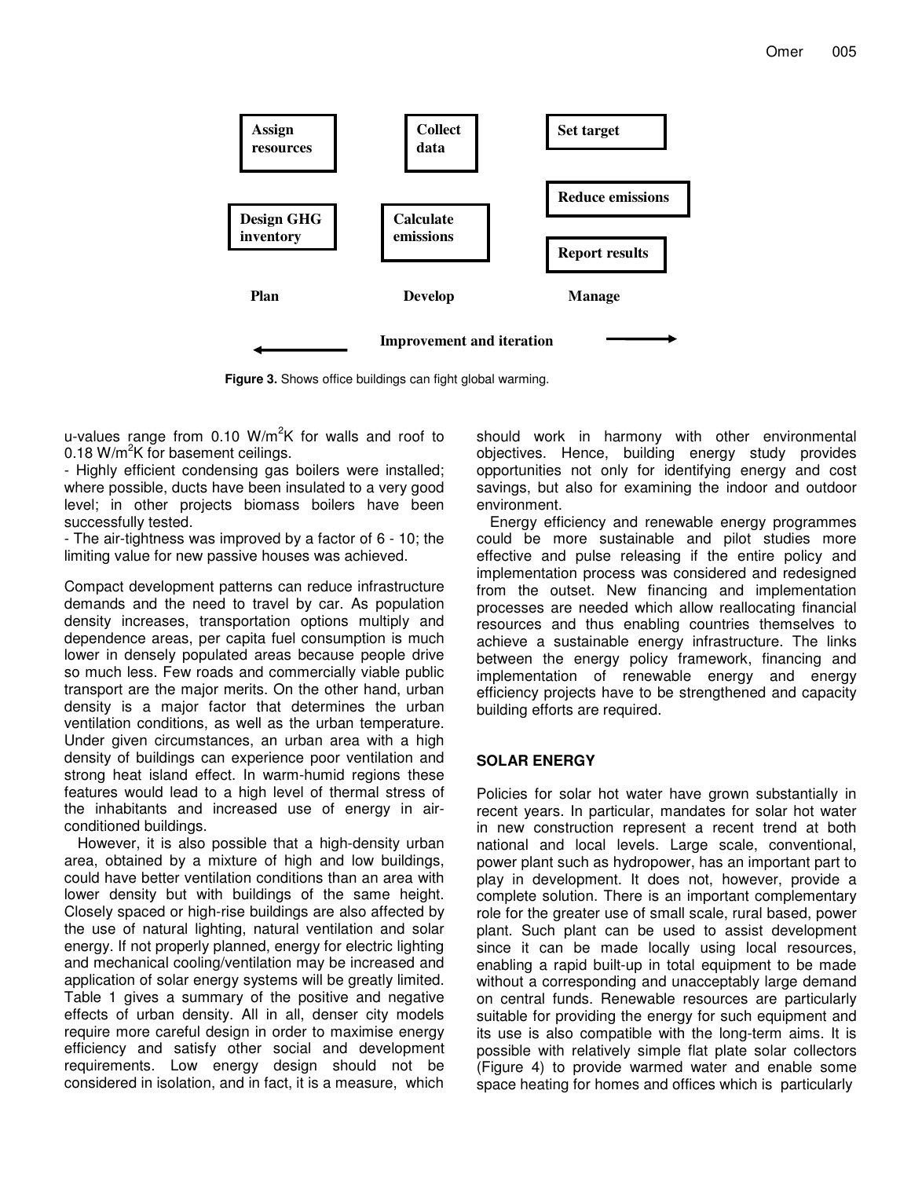| Plan | Develop | Manage |
| --- | --- | --- |
| Assign resources | Collect data | Set target |
| Design GHG inventory | Calculate emissions | Reduce emissions |
| | | Report results |

← Improvement and iteration →

**Figure 3.** Shows office buildings can fight global warming.

u-values range from 0.10 W/m$^2$K for walls and roof to 0.18 W/m$^2$K for basement ceilings.

- Highly efficient condensing gas boilers were installed; where possible, ducts have been insulated to a very good level; in other projects biomass boilers have been successfully tested.
- The air-tightness was improved by a factor of 6 - 10; the limiting value for new passive houses was achieved.

Compact development patterns can reduce infrastructure demands and the need to travel by car. As population density increases, transportation options multiply and dependence areas, per capita fuel consumption is much lower in densely populated areas because people drive so much less. Few roads and commercially viable public transport are the major merits. On the other hand, urban density is a major factor that determines the urban ventilation conditions, as well as the urban temperature. Under given circumstances, an urban area with a high density of buildings can experience poor ventilation and strong heat island effect. In warm-humid regions these features would lead to a high level of thermal stress of the inhabitants and increased use of energy in air-conditioned buildings.

However, it is also possible that a high-density urban area, obtained by a mixture of high and low buildings, could have better ventilation conditions than an area with lower density but with buildings of the same height. Closely spaced or high-rise buildings are also affected by the use of natural lighting, natural ventilation and solar energy. If not properly planned, energy for electric lighting and mechanical cooling/ventilation may be increased and application of solar energy systems will be greatly limited. Table 1 gives a summary of the positive and negative effects of urban density. All in all, denser city models require more careful design in order to maximise energy efficiency and satisfy other social and development requirements. Low energy design should not be considered in isolation, and in fact, it is a measure, which should work in harmony with other environmental objectives. Hence, building energy study provides opportunities not only for identifying energy and cost savings, but also for examining the indoor and outdoor environment.

Energy efficiency and renewable energy programmes could be more sustainable and pilot studies more effective and pulse releasing if the entire policy and implementation process was considered and redesigned from the outset. New financing and implementation processes are needed which allow reallocating financial resources and thus enabling countries themselves to achieve a sustainable energy infrastructure. The links between the energy policy framework, financing and implementation of renewable energy and energy efficiency projects have to be strengthened and capacity building efforts are required.

## SOLAR ENERGY

Policies for solar hot water have grown substantially in recent years. In particular, mandates for solar hot water in new construction represent a recent trend at both national and local levels. Large scale, conventional, power plant such as hydropower, has an important part to play in development. It does not, however, provide a complete solution. There is an important complementary role for the greater use of small scale, rural based, power plant. Such plant can be used to assist development since it can be made locally using local resources, enabling a rapid built-up in total equipment to be made without a corresponding and unacceptably large demand on central funds. Renewable resources are particularly suitable for providing the energy for such equipment and its use is also compatible with the long-term aims. It is possible with relatively simple flat plate solar collectors (Figure 4) to provide warmed water and enable some space heating for homes and offices which is particularly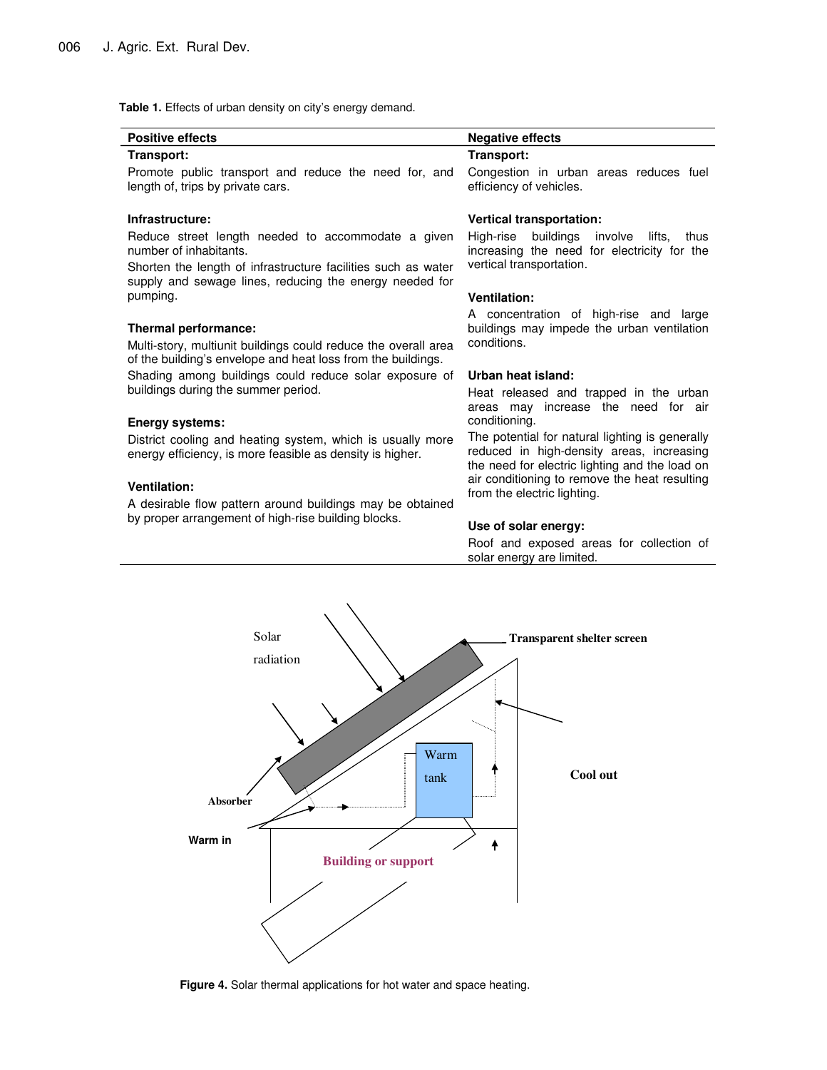**Table 1.** Effects of urban density on city's energy demand.

| Positive effects | Negative effects |
|---|---|
| **Transport:** Promote public transport and reduce the need for, and length of, trips by private cars. | **Transport:** Congestion in urban areas reduces fuel efficiency of vehicles. |
| **Infrastructure:** Reduce street length needed to accommodate a given number of inhabitants. Shorten the length of infrastructure facilities such as water supply and sewage lines, reducing the energy needed for pumping. | **Vertical transportation:** High-rise buildings involve lifts, thus increasing the need for electricity for the vertical transportation. |
| **Thermal performance:** Multi-story, multiunit buildings could reduce the overall area of the building's envelope and heat loss from the buildings. Shading among buildings could reduce solar exposure of buildings during the summer period. | **Ventilation:** A concentration of high-rise and large buildings may impede the urban ventilation conditions. |
| **Energy systems:** District cooling and heating system, which is usually more energy efficiency, is more feasible as density is higher. | **Urban heat island:** Heat released and trapped in the urban areas may increase the need for air conditioning. The potential for natural lighting is generally reduced in high-density areas, increasing the need for electric lighting and the load on air conditioning to remove the heat resulting from the electric lighting. |
| **Ventilation:** A desirable flow pattern around buildings may be obtained by proper arrangement of high-rise building blocks. | **Use of solar energy:** Roof and exposed areas for collection of solar energy are limited. |

**Figure 4.** Solar thermal applications for hot water and space heating.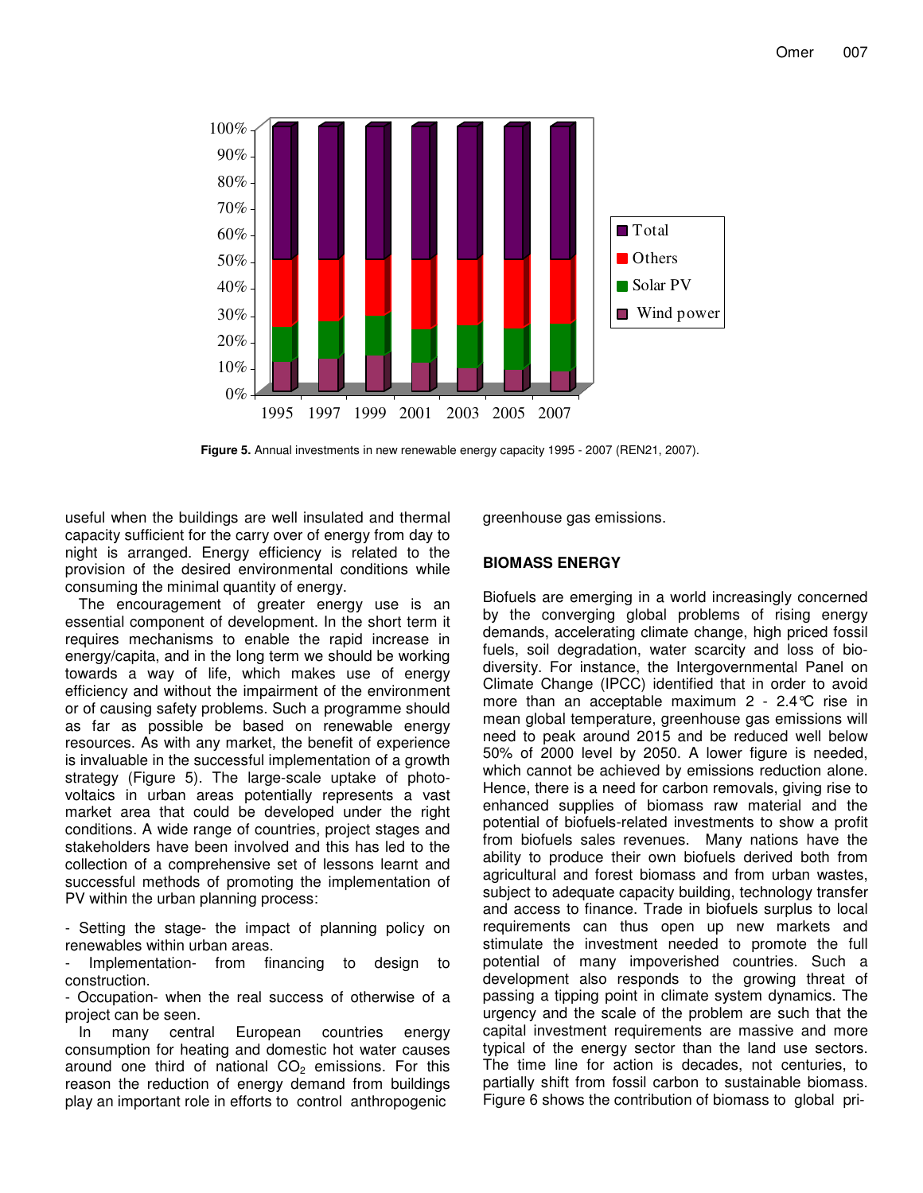Figure 5. Annual investments in new renewable energy capacity 1995 - 2007 (REN21, 2007).

useful when the buildings are well insulated and thermal capacity sufficient for the carry over of energy from day to night is arranged. Energy efficiency is related to the provision of the desired environmental conditions while consuming the minimal quantity of energy.

The encouragement of greater energy use is an essential component of development. In the short term it requires mechanisms to enable the rapid increase in energy/capita, and in the long term we should be working towards a way of life, which makes use of energy efficiency and without the impairment of the environment or of causing safety problems. Such a programme should as far as possible be based on renewable energy resources. As with any market, the benefit of experience is invaluable in the successful implementation of a growth strategy (Figure 5). The large-scale uptake of photo-voltaics in urban areas potentially represents a vast market area that could be developed under the right conditions. A wide range of countries, project stages and stakeholders have been involved and this has led to the collection of a comprehensive set of lessons learnt and successful methods of promoting the implementation of PV within the urban planning process:

- Setting the stage- the impact of planning policy on renewables within urban areas.
- Implementation- from financing to design to construction.
- Occupation- when the real success of otherwise of a project can be seen.

In many central European countries energy consumption for heating and domestic hot water causes around one third of national $CO_2$ emissions. For this reason the reduction of energy demand from buildings play an important role in efforts to control anthropogenic greenhouse gas emissions.

## BIOMASS ENERGY

Biofuels are emerging in a world increasingly concerned by the converging global problems of rising energy demands, accelerating climate change, high priced fossil fuels, soil degradation, water scarcity and loss of bio-diversity. For instance, the Intergovernmental Panel on Climate Change (IPCC) identified that in order to avoid more than an acceptable maximum 2 - 2.4°C rise in mean global temperature, greenhouse gas emissions will need to peak around 2015 and be reduced well below 50% of 2000 level by 2050. A lower figure is needed, which cannot be achieved by emissions reduction alone. Hence, there is a need for carbon removals, giving rise to enhanced supplies of biomass raw material and the potential of biofuels-related investments to show a profit from biofuels sales revenues. Many nations have the ability to produce their own biofuels derived both from agricultural and forest biomass and from urban wastes, subject to adequate capacity building, technology transfer and access to finance. Trade in biofuels surplus to local requirements can thus open up new markets and stimulate the investment needed to promote the full potential of many impoverished countries. Such a development also responds to the growing threat of passing a tipping point in climate system dynamics. The urgency and the scale of the problem are such that the capital investment requirements are massive and more typical of the energy sector than the land use sectors. The time line for action is decades, not centuries, to partially shift from fossil carbon to sustainable biomass. Figure 6 shows the contribution of biomass to global pri-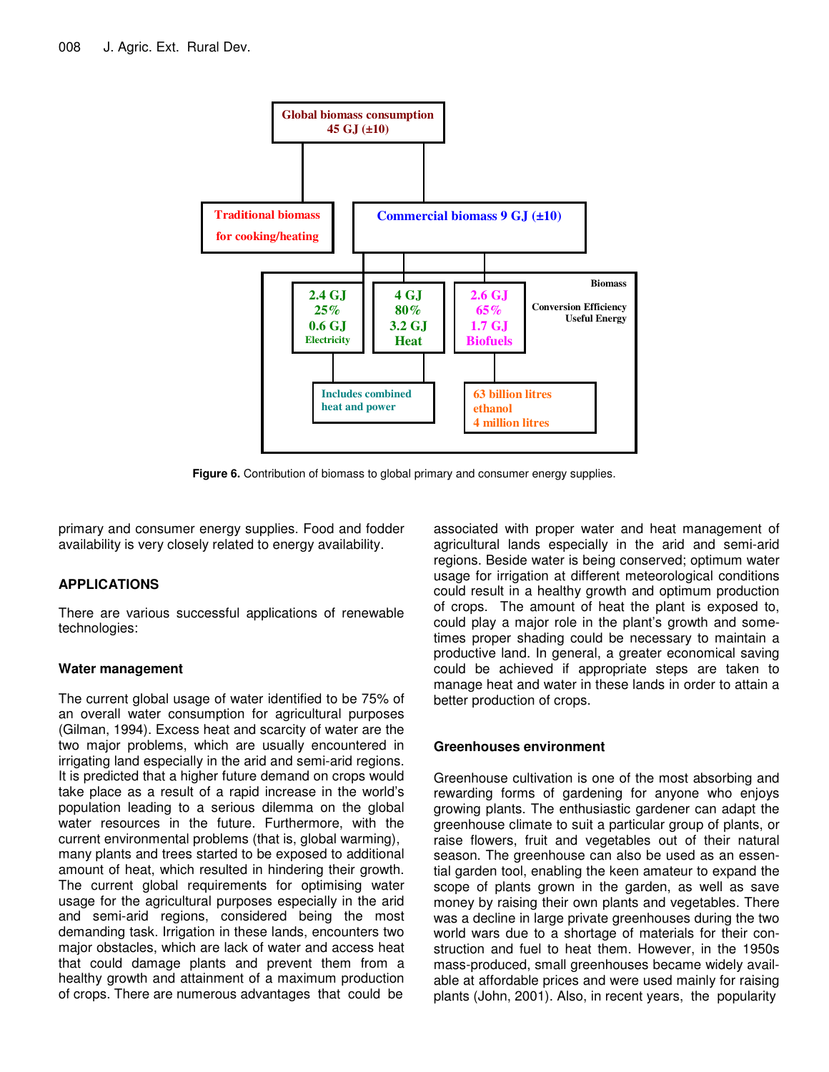Global biomass consumption
45 GJ (±10)

Traditional biomass for cooking/heating

Commercial biomass 9 GJ (±10)

| 2.4 GJ | 4 GJ | 2.6 GJ | Biomass |
|---|---|---|---|
| 25% | 80% | 65% | Conversion Efficiency |
| 0.6 GJ | 3.2 GJ | 1.7 GJ | Useful Energy |
| Electricity | Heat | Biofuels | |

Includes combined heat and power

63 billion litres ethanol
4 million litres

**Figure 6.** Contribution of biomass to global primary and consumer energy supplies.

primary and consumer energy supplies. Food and fodder availability is very closely related to energy availability.

## APPLICATIONS

There are various successful applications of renewable technologies:

### Water management

The current global usage of water identified to be 75% of an overall water consumption for agricultural purposes (Gilman, 1994). Excess heat and scarcity of water are the two major problems, which are usually encountered in irrigating land especially in the arid and semi-arid regions. It is predicted that a higher future demand on crops would take place as a result of a rapid increase in the world's population leading to a serious dilemma on the global water resources in the future. Furthermore, with the current environmental problems (that is, global warming), many plants and trees started to be exposed to additional amount of heat, which resulted in hindering their growth. The current global requirements for optimising water usage for the agricultural purposes especially in the arid and semi-arid regions, considered being the most demanding task. Irrigation in these lands, encounters two major obstacles, which are lack of water and access heat that could damage plants and prevent them from a healthy growth and attainment of a maximum production of crops. There are numerous advantages that could be associated with proper water and heat management of agricultural lands especially in the arid and semi-arid regions. Beside water is being conserved; optimum water usage for irrigation at different meteorological conditions could result in a healthy growth and optimum production of crops. The amount of heat the plant is exposed to, could play a major role in the plant's growth and sometimes proper shading could be necessary to maintain a productive land. In general, a greater economical saving could be achieved if appropriate steps are taken to manage heat and water in these lands in order to attain a better production of crops.

### Greenhouses environment

Greenhouse cultivation is one of the most absorbing and rewarding forms of gardening for anyone who enjoys growing plants. The enthusiastic gardener can adapt the greenhouse climate to suit a particular group of plants, or raise flowers, fruit and vegetables out of their natural season. The greenhouse can also be used as an essential garden tool, enabling the keen amateur to expand the scope of plants grown in the garden, as well as save money by raising their own plants and vegetables. There was a decline in large private greenhouses during the two world wars due to a shortage of materials for their construction and fuel to heat them. However, in the 1950s mass-produced, small greenhouses became widely available at affordable prices and were used mainly for raising plants (John, 2001). Also, in recent years, the popularity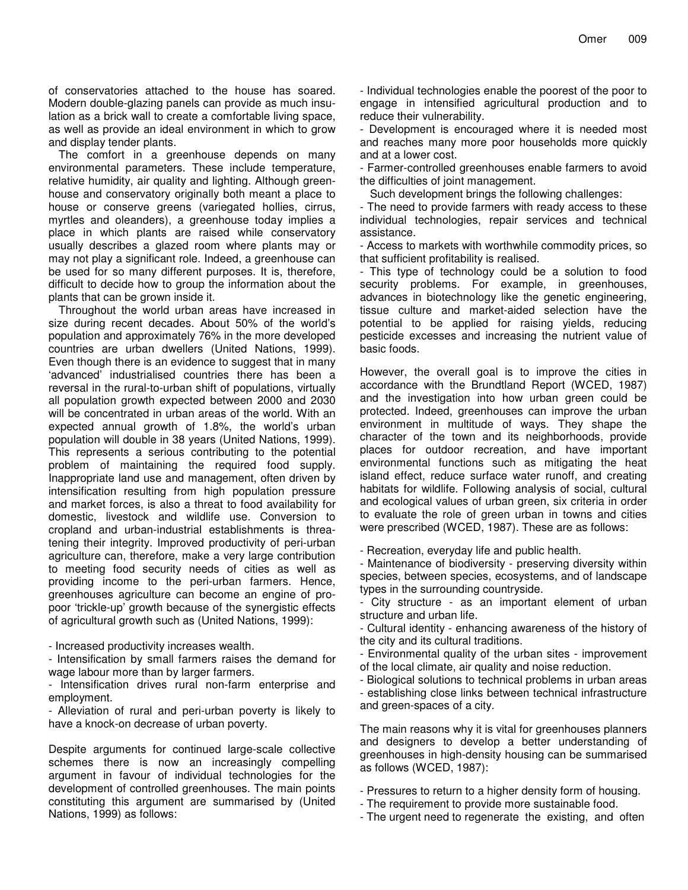of conservatories attached to the house has soared. Modern double-glazing panels can provide as much insulation as a brick wall to create a comfortable living space, as well as provide an ideal environment in which to grow and display tender plants.

The comfort in a greenhouse depends on many environmental parameters. These include temperature, relative humidity, air quality and lighting. Although greenhouse and conservatory originally both meant a place to house or conserve greens (variegated hollies, cirrus, myrtles and oleanders), a greenhouse today implies a place in which plants are raised while conservatory usually describes a glazed room where plants may or may not play a significant role. Indeed, a greenhouse can be used for so many different purposes. It is, therefore, difficult to decide how to group the information about the plants that can be grown inside it.

Throughout the world urban areas have increased in size during recent decades. About 50% of the world's population and approximately 76% in the more developed countries are urban dwellers (United Nations, 1999). Even though there is an evidence to suggest that in many 'advanced' industrialised countries there has been a reversal in the rural-to-urban shift of populations, virtually all population growth expected between 2000 and 2030 will be concentrated in urban areas of the world. With an expected annual growth of 1.8%, the world's urban population will double in 38 years (United Nations, 1999). This represents a serious contributing to the potential problem of maintaining the required food supply. Inappropriate land use and management, often driven by intensification resulting from high population pressure and market forces, is also a threat to food availability for domestic, livestock and wildlife use. Conversion to cropland and urban-industrial establishments is threatening their integrity. Improved productivity of peri-urban agriculture can, therefore, make a very large contribution to meeting food security needs of cities as well as providing income to the peri-urban farmers. Hence, greenhouses agriculture can become an engine of pro-poor 'trickle-up' growth because of the synergistic effects of agricultural growth such as (United Nations, 1999):

- Increased productivity increases wealth.
- Intensification by small farmers raises the demand for wage labour more than by larger farmers.
- Intensification drives rural non-farm enterprise and employment.
- Alleviation of rural and peri-urban poverty is likely to have a knock-on decrease of urban poverty.

Despite arguments for continued large-scale collective schemes there is now an increasingly compelling argument in favour of individual technologies for the development of controlled greenhouses. The main points constituting this argument are summarised by (United Nations, 1999) as follows:

- Individual technologies enable the poorest of the poor to engage in intensified agricultural production and to reduce their vulnerability.
- Development is encouraged where it is needed most and reaches many more poor households more quickly and at a lower cost.
- Farmer-controlled greenhouses enable farmers to avoid the difficulties of joint management.

Such development brings the following challenges:

- The need to provide farmers with ready access to these individual technologies, repair services and technical assistance.
- Access to markets with worthwhile commodity prices, so that sufficient profitability is realised.
- This type of technology could be a solution to food security problems. For example, in greenhouses, advances in biotechnology like the genetic engineering, tissue culture and market-aided selection have the potential to be applied for raising yields, reducing pesticide excesses and increasing the nutrient value of basic foods.

However, the overall goal is to improve the cities in accordance with the Brundtland Report (WCED, 1987) and the investigation into how urban green could be protected. Indeed, greenhouses can improve the urban environment in multitude of ways. They shape the character of the town and its neighborhoods, provide places for outdoor recreation, and have important environmental functions such as mitigating the heat island effect, reduce surface water runoff, and creating habitats for wildlife. Following analysis of social, cultural and ecological values of urban green, six criteria in order to evaluate the role of green urban in towns and cities were prescribed (WCED, 1987). These are as follows:

- Recreation, everyday life and public health.
- Maintenance of biodiversity - preserving diversity within species, between species, ecosystems, and of landscape types in the surrounding countryside.
- City structure - as an important element of urban structure and urban life.
- Cultural identity - enhancing awareness of the history of the city and its cultural traditions.
- Environmental quality of the urban sites - improvement of the local climate, air quality and noise reduction.
- Biological solutions to technical problems in urban areas - establishing close links between technical infrastructure and green-spaces of a city.

The main reasons why it is vital for greenhouses planners and designers to develop a better understanding of greenhouses in high-density housing can be summarised as follows (WCED, 1987):

- Pressures to return to a higher density form of housing.
- The requirement to provide more sustainable food.
- The urgent need to regenerate the existing, and often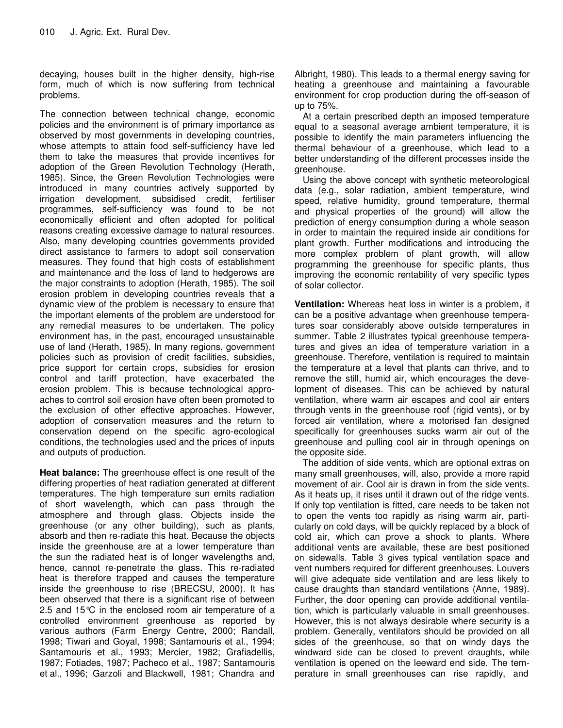decaying, houses built in the higher density, high-rise form, much of which is now suffering from technical problems.

The connection between technical change, economic policies and the environment is of primary importance as observed by most governments in developing countries, whose attempts to attain food self-sufficiency have led them to take the measures that provide incentives for adoption of the Green Revolution Technology (Herath, 1985). Since, the Green Revolution Technologies were introduced in many countries actively supported by irrigation development, subsidised credit, fertiliser programmes, self-sufficiency was found to be not economically efficient and often adopted for political reasons creating excessive damage to natural resources. Also, many developing countries governments provided direct assistance to farmers to adopt soil conservation measures. They found that high costs of establishment and maintenance and the loss of land to hedgerows are the major constraints to adoption (Herath, 1985). The soil erosion problem in developing countries reveals that a dynamic view of the problem is necessary to ensure that the important elements of the problem are understood for any remedial measures to be undertaken. The policy environment has, in the past, encouraged unsustainable use of land (Herath, 1985). In many regions, government policies such as provision of credit facilities, subsidies, price support for certain crops, subsidies for erosion control and tariff protection, have exacerbated the erosion problem. This is because technological approaches to control soil erosion have often been promoted to the exclusion of other effective approaches. However, adoption of conservation measures and the return to conservation depend on the specific agro-ecological conditions, the technologies used and the prices of inputs and outputs of production.

**Heat balance:** The greenhouse effect is one result of the differing properties of heat radiation generated at different temperatures. The high temperature sun emits radiation of short wavelength, which can pass through the atmosphere and through glass. Objects inside the greenhouse (or any other building), such as plants, absorb and then re-radiate this heat. Because the objects inside the greenhouse are at a lower temperature than the sun the radiated heat is of longer wavelengths and, hence, cannot re-penetrate the glass. This re-radiated heat is therefore trapped and causes the temperature inside the greenhouse to rise (BRECSU, 2000). It has been observed that there is a significant rise of between 2.5 and 15°C in the enclosed room air temperature of a controlled environment greenhouse as reported by various authors (Farm Energy Centre, 2000; Randall, 1998; Tiwari and Goyal, 1998; Santamouris et al., 1994; Santamouris et al., 1993; Mercier, 1982; Grafiadellis, 1987; Fotiades, 1987; Pacheco et al., 1987; Santamouris et al., 1996; Garzoli and Blackwell, 1981; Chandra and Albright, 1980). This leads to a thermal energy saving for heating a greenhouse and maintaining a favourable environment for crop production during the off-season of up to 75%.

At a certain prescribed depth an imposed temperature equal to a seasonal average ambient temperature, it is possible to identify the main parameters influencing the thermal behaviour of a greenhouse, which lead to a better understanding of the different processes inside the greenhouse.

Using the above concept with synthetic meteorological data (e.g., solar radiation, ambient temperature, wind speed, relative humidity, ground temperature, thermal and physical properties of the ground) will allow the prediction of energy consumption during a whole season in order to maintain the required inside air conditions for plant growth. Further modifications and introducing the more complex problem of plant growth, will allow programming the greenhouse for specific plants, thus improving the economic rentability of very specific types of solar collector.

**Ventilation:** Whereas heat loss in winter is a problem, it can be a positive advantage when greenhouse temperatures soar considerably above outside temperatures in summer. Table 2 illustrates typical greenhouse temperatures and gives an idea of temperature variation in a greenhouse. Therefore, ventilation is required to maintain the temperature at a level that plants can thrive, and to remove the still, humid air, which encourages the development of diseases. This can be achieved by natural ventilation, where warm air escapes and cool air enters through vents in the greenhouse roof (rigid vents), or by forced air ventilation, where a motorised fan designed specifically for greenhouses sucks warm air out of the greenhouse and pulling cool air in through openings on the opposite side.

The addition of side vents, which are optional extras on many small greenhouses, will, also, provide a more rapid movement of air. Cool air is drawn in from the side vents. As it heats up, it rises until it drawn out of the ridge vents. If only top ventilation is fitted, care needs to be taken not to open the vents too rapidly as rising warm air, particularly on cold days, will be quickly replaced by a block of cold air, which can prove a shock to plants. Where additional vents are available, these are best positioned on sidewalls. Table 3 gives typical ventilation space and vent numbers required for different greenhouses. Louvers will give adequate side ventilation and are less likely to cause draughts than standard ventilations (Anne, 1989). Further, the door opening can provide additional ventilation, which is particularly valuable in small greenhouses. However, this is not always desirable where security is a problem. Generally, ventilators should be provided on all sides of the greenhouse, so that on windy days the windward side can be closed to prevent draughts, while ventilation is opened on the leeward end side. The temperature in small greenhouses can rise rapidly, and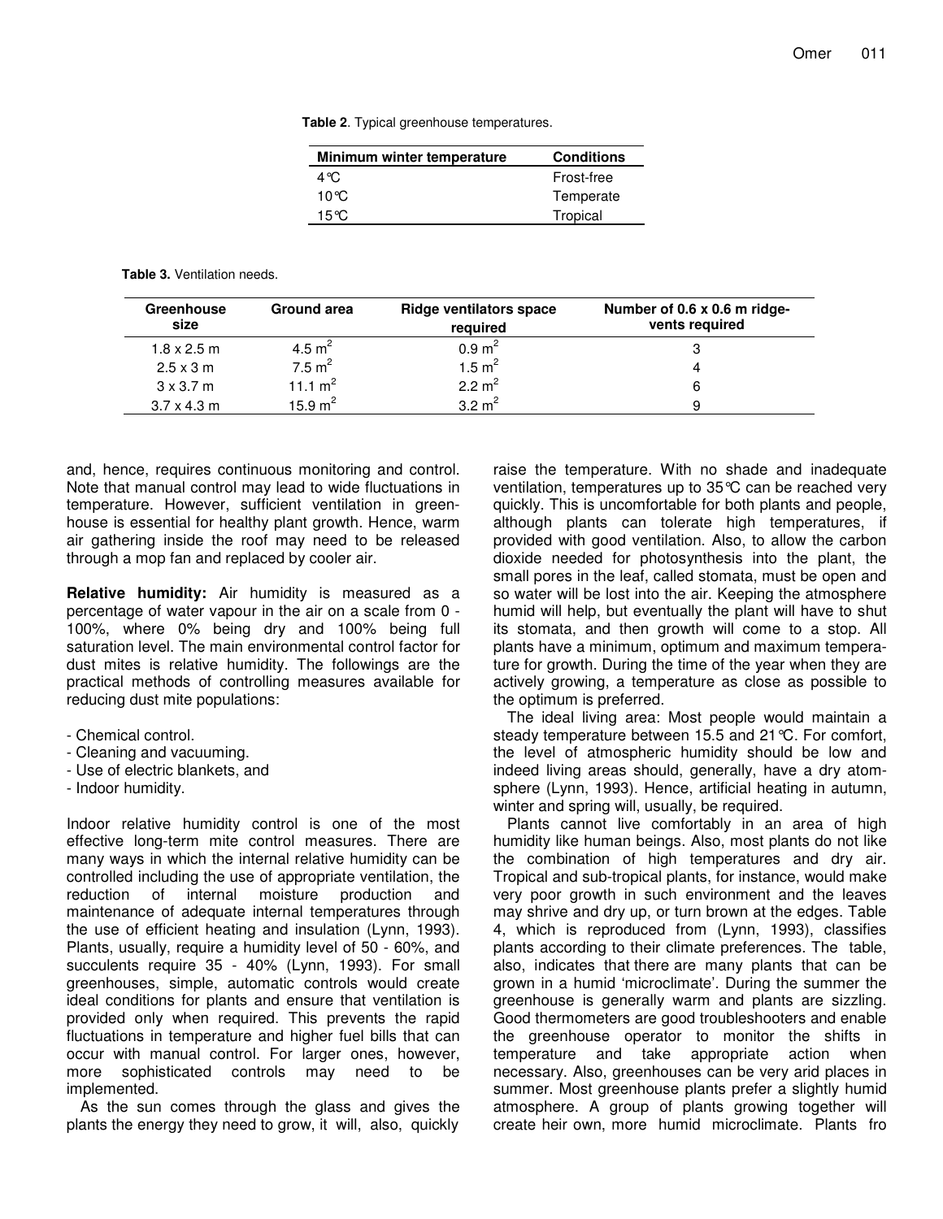**Table 2**. Typical greenhouse temperatures.

| Minimum winter temperature | Conditions |
|---|---|
| 4°C | Frost-free |
| 10°C | Temperate |
| 15°C | Tropical |

**Table 3.** Ventilation needs.

| Greenhouse size | Ground area | Ridge ventilators space required | Number of 0.6 x 0.6 m ridge-vents required |
|---|---|---|---|
| 1.8 x 2.5 m | 4.5 $m^2$ | 0.9 $m^2$ | 3 |
| 2.5 x 3 m | 7.5 $m^2$ | 1.5 $m^2$ | 4 |
| 3 x 3.7 m | 11.1 $m^2$ | 2.2 $m^2$ | 6 |
| 3.7 x 4.3 m | 15.9 $m^2$ | 3.2 $m^2$ | 9 |

and, hence, requires continuous monitoring and control. Note that manual control may lead to wide fluctuations in temperature. However, sufficient ventilation in greenhouse is essential for healthy plant growth. Hence, warm air gathering inside the roof may need to be released through a mop fan and replaced by cooler air.

**Relative humidity:** Air humidity is measured as a percentage of water vapour in the air on a scale from 0 - 100%, where 0% being dry and 100% being full saturation level. The main environmental control factor for dust mites is relative humidity. The followings are the practical methods of controlling measures available for reducing dust mite populations:

- Chemical control.
- Cleaning and vacuuming.
- Use of electric blankets, and
- Indoor humidity.

Indoor relative humidity control is one of the most effective long-term mite control measures. There are many ways in which the internal relative humidity can be controlled including the use of appropriate ventilation, the reduction of internal moisture production and maintenance of adequate internal temperatures through the use of efficient heating and insulation (Lynn, 1993). Plants, usually, require a humidity level of 50 - 60%, and succulents require 35 - 40% (Lynn, 1993). For small greenhouses, simple, automatic controls would create ideal conditions for plants and ensure that ventilation is provided only when required. This prevents the rapid fluctuations in temperature and higher fuel bills that can occur with manual control. For larger ones, however, more sophisticated controls may need to be implemented.

As the sun comes through the glass and gives the plants the energy they need to grow, it will, also, quickly raise the temperature. With no shade and inadequate ventilation, temperatures up to 35°C can be reached very quickly. This is uncomfortable for both plants and people, although plants can tolerate high temperatures, if provided with good ventilation. Also, to allow the carbon dioxide needed for photosynthesis into the plant, the small pores in the leaf, called stomata, must be open and so water will be lost into the air. Keeping the atmosphere humid will help, but eventually the plant will have to shut its stomata, and then growth will come to a stop. All plants have a minimum, optimum and maximum temperature for growth. During the time of the year when they are actively growing, a temperature as close as possible to the optimum is preferred.

The ideal living area: Most people would maintain a steady temperature between 15.5 and 21°C. For comfort, the level of atmospheric humidity should be low and indeed living areas should, generally, have a dry atomsphere (Lynn, 1993). Hence, artificial heating in autumn, winter and spring will, usually, be required.

Plants cannot live comfortably in an area of high humidity like human beings. Also, most plants do not like the combination of high temperatures and dry air. Tropical and sub-tropical plants, for instance, would make very poor growth in such environment and the leaves may shrive and dry up, or turn brown at the edges. Table 4, which is reproduced from (Lynn, 1993), classifies plants according to their climate preferences. The table, also, indicates that there are many plants that can be grown in a humid 'microclimate'. During the summer the greenhouse is generally warm and plants are sizzling. Good thermometers are good troubleshooters and enable the greenhouse operator to monitor the shifts in temperature and take appropriate action when necessary. Also, greenhouses can be very arid places in summer. Most greenhouse plants prefer a slightly humid atmosphere. A group of plants growing together will create heir own, more humid microclimate. Plants fro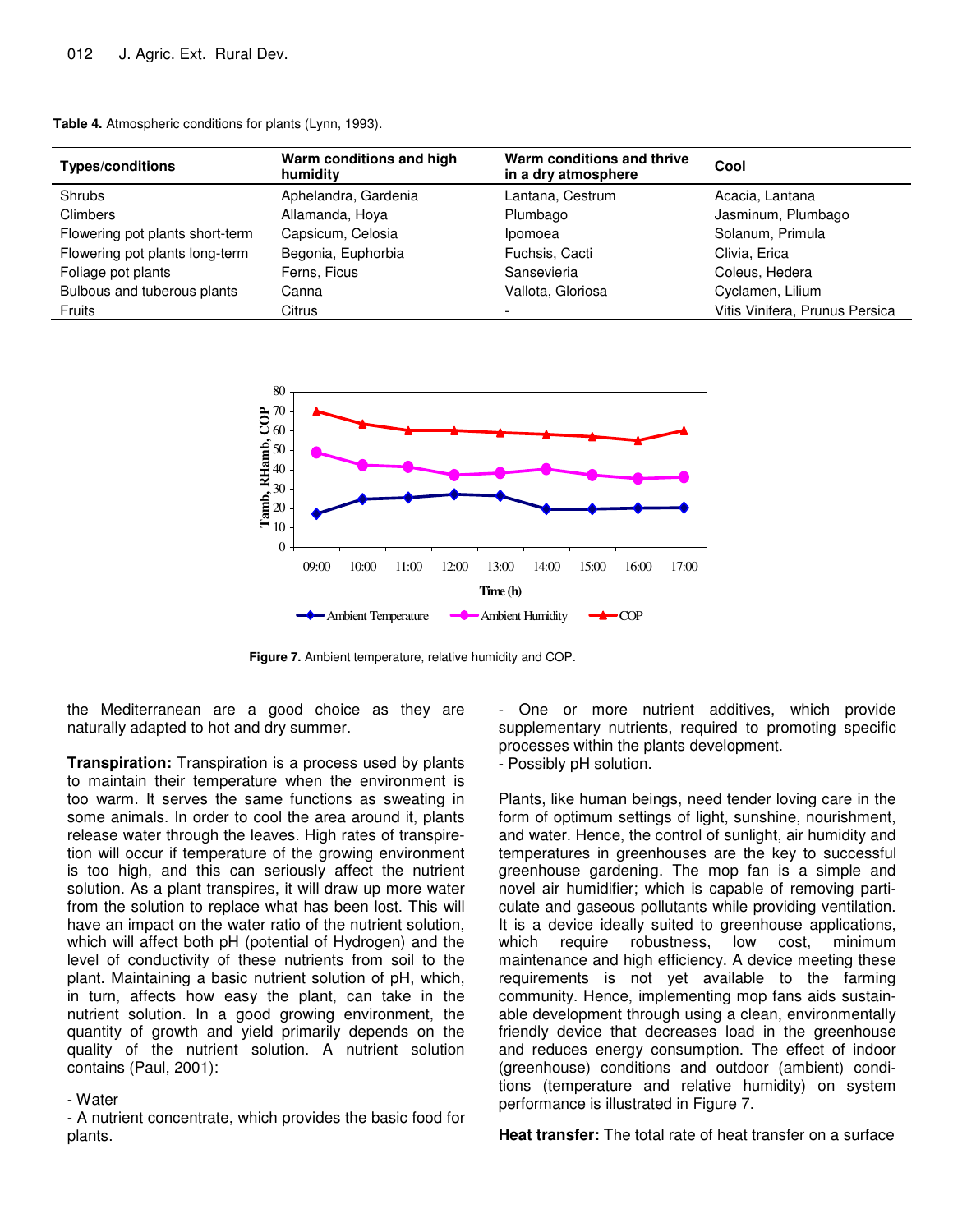**Table 4.** Atmospheric conditions for plants (Lynn, 1993).

| Types/conditions | Warm conditions and high humidity | Warm conditions and thrive in a dry atmosphere | Cool |
|---|---|---|---|
| Shrubs | Aphelandra, Gardenia | Lantana, Cestrum | Acacia, Lantana |
| Climbers | Allamanda, Hoya | Plumbago | Jasminum, Plumbago |
| Flowering pot plants short-term | Capsicum, Celosia | Ipomoea | Solanum, Primula |
| Flowering pot plants long-term | Begonia, Euphorbia | Fuchsis, Cacti | Clivia, Erica |
| Foliage pot plants | Ferns, Ficus | Sansevieria | Coleus, Hedera |
| Bulbous and tuberous plants | Canna | Vallota, Gloriosa | Cyclamen, Lilium |
| Fruits | Citrus | - | Vitis Vinifera, Prunus Persica |

Tamb, RHamb, COP

80
70
60
50
40
30
20
10
0

09:00 10:00 11:00 12:00 13:00 14:00 15:00 16:00 17:00

Time (h)

Ambient Temperature   Ambient Humidity   COP

**Figure 7.** Ambient temperature, relative humidity and COP.

the Mediterranean are a good choice as they are naturally adapted to hot and dry summer.

**Transpiration:** Transpiration is a process used by plants to maintain their temperature when the environment is too warm. It serves the same functions as sweating in some animals. In order to cool the area around it, plants release water through the leaves. High rates of transpiretion will occur if temperature of the growing environment is too high, and this can seriously affect the nutrient solution. As a plant transpires, it will draw up more water from the solution to replace what has been lost. This will have an impact on the water ratio of the nutrient solution, which will affect both pH (potential of Hydrogen) and the level of conductivity of these nutrients from soil to the plant. Maintaining a basic nutrient solution of pH, which, in turn, affects how easy the plant, can take in the nutrient solution. In a good growing environment, the quantity of growth and yield primarily depends on the quality of the nutrient solution. A nutrient solution contains (Paul, 2001):

- Water
- A nutrient concentrate, which provides the basic food for plants.
- One or more nutrient additives, which provide supplementary nutrients, required to promoting specific processes within the plants development.
- Possibly pH solution.

Plants, like human beings, need tender loving care in the form of optimum settings of light, sunshine, nourishment, and water. Hence, the control of sunlight, air humidity and temperatures in greenhouses are the key to successful greenhouse gardening. The mop fan is a simple and novel air humidifier; which is capable of removing particulate and gaseous pollutants while providing ventilation. It is a device ideally suited to greenhouse applications, which require robustness, low cost, minimum maintenance and high efficiency. A device meeting these requirements is not yet available to the farming community. Hence, implementing mop fans aids sustainable development through using a clean, environmentally friendly device that decreases load in the greenhouse and reduces energy consumption. The effect of indoor (greenhouse) conditions and outdoor (ambient) conditions (temperature and relative humidity) on system performance is illustrated in Figure 7.

**Heat transfer:** The total rate of heat transfer on a surface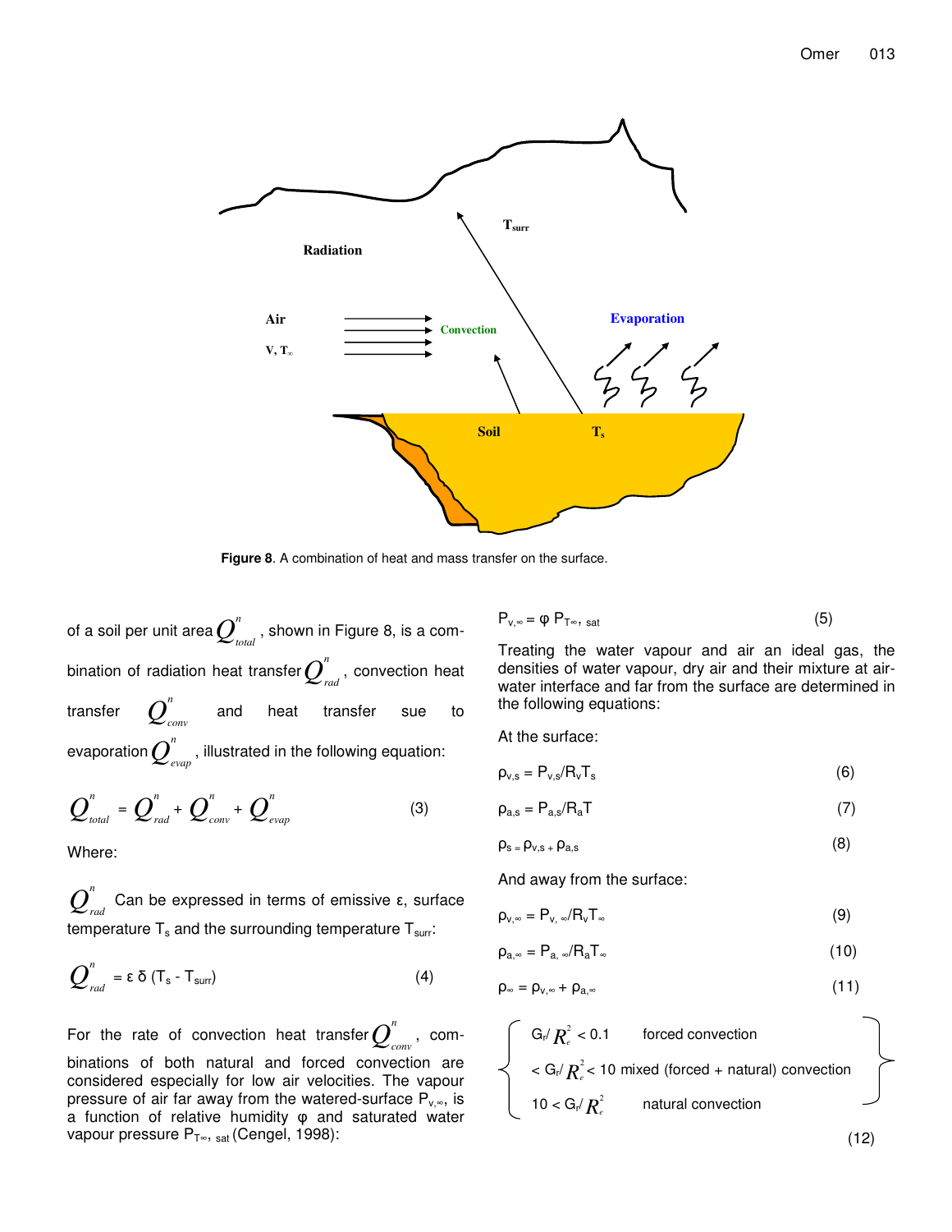**Figure 8**. A combination of heat and mass transfer on the surface.

of a soil per unit area $Q^{n}_{total}$, shown in Figure 8, is a combination of radiation heat transfer $Q^{n}_{rad}$, convection heat transfer $Q^{n}_{conv}$ and heat transfer sue to evaporation $Q^{n}_{evap}$, illustrated in the following equation:

$$Q^{n}_{total} = Q^{n}_{rad} + Q^{n}_{conv} + Q^{n}_{evap} \quad (3)$$

Where:

$Q^{n}_{rad}$ Can be expressed in terms of emissive ε, surface temperature $T_s$ and the surrounding temperature $T_{surr}$:

$$Q^{n}_{rad} = \varepsilon\, \delta\, (T_s - T_{surr}) \quad (4)$$

For the rate of convection heat transfer $Q^{n}_{conv}$, combinations of both natural and forced convection are considered especially for low air velocities. The vapour pressure of air far away from the watered-surface $P_{v,\infty}$, is a function of relative humidity φ and saturated water vapour pressure $P_{T\infty,\,sat}$ (Cengel, 1998):

$$P_{v,\infty} = \varphi\, P_{T\infty,\,sat} \quad (5)$$

Treating the water vapour and air an ideal gas, the densities of water vapour, dry air and their mixture at air-water interface and far from the surface are determined in the following equations:

At the surface:

$$\rho_{v,s} = P_{v,s}/R_vT_s \quad (6)$$

$$\rho_{a,s} = P_{a,s}/R_aT \quad (7)$$

$$\rho_s = \rho_{v,s} + \rho_{a,s} \quad (8)$$

And away from the surface:

$$\rho_{v,\infty} = P_{v,\infty}/R_vT_\infty \quad (9)$$

$$\rho_{a,\infty} = P_{a,\infty}/R_aT_\infty \quad (10)$$

$$\rho_\infty = \rho_{v,\infty} + \rho_{a,\infty} \quad (11)$$

$$\left\{ \begin{array}{ll} G_r/R_e^2 < 0.1 & \text{forced convection} \\ < G_r/R_e^2 < 10 & \text{mixed (forced + natural) convection} \\ 10 < G_r/R_e^2 & \text{natural convection} \end{array} \right\} \quad (12)$$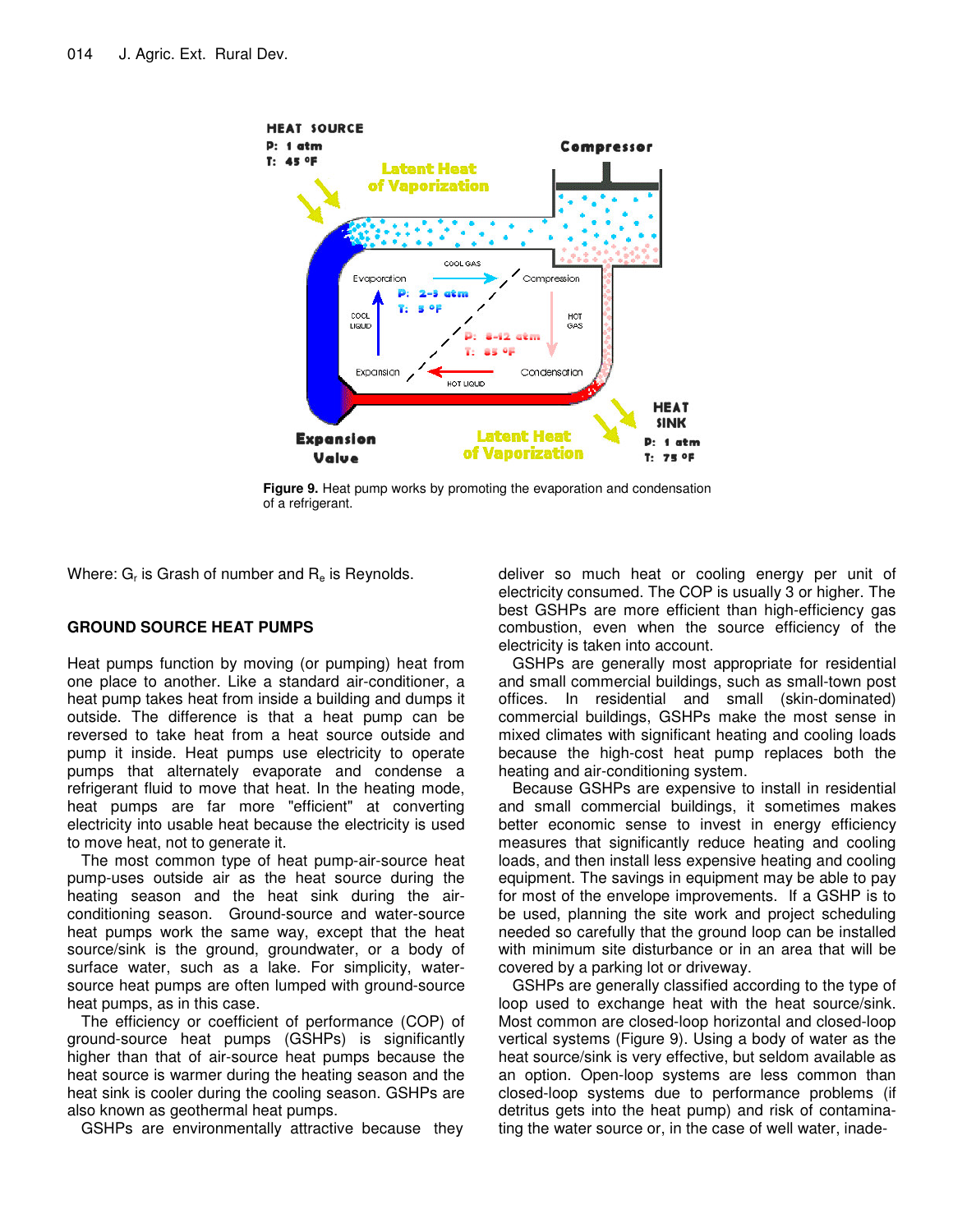Figure 9. Heat pump works by promoting the evaporation and condensation of a refrigerant.

Where: $G_r$ is Grash of number and $R_e$ is Reynolds.

## GROUND SOURCE HEAT PUMPS

Heat pumps function by moving (or pumping) heat from one place to another. Like a standard air-conditioner, a heat pump takes heat from inside a building and dumps it outside. The difference is that a heat pump can be reversed to take heat from a heat source outside and pump it inside. Heat pumps use electricity to operate pumps that alternately evaporate and condense a refrigerant fluid to move that heat. In the heating mode, heat pumps are far more "efficient" at converting electricity into usable heat because the electricity is used to move heat, not to generate it.

The most common type of heat pump-air-source heat pump-uses outside air as the heat source during the heating season and the heat sink during the air-conditioning season. Ground-source and water-source heat pumps work the same way, except that the heat source/sink is the ground, groundwater, or a body of surface water, such as a lake. For simplicity, water-source heat pumps are often lumped with ground-source heat pumps, as in this case.

The efficiency or coefficient of performance (COP) of ground-source heat pumps (GSHPs) is significantly higher than that of air-source heat pumps because the heat source is warmer during the heating season and the heat sink is cooler during the cooling season. GSHPs are also known as geothermal heat pumps.

GSHPs are environmentally attractive because they deliver so much heat or cooling energy per unit of electricity consumed. The COP is usually 3 or higher. The best GSHPs are more efficient than high-efficiency gas combustion, even when the source efficiency of the electricity is taken into account.

GSHPs are generally most appropriate for residential and small commercial buildings, such as small-town post offices. In residential and small (skin-dominated) commercial buildings, GSHPs make the most sense in mixed climates with significant heating and cooling loads because the high-cost heat pump replaces both the heating and air-conditioning system.

Because GSHPs are expensive to install in residential and small commercial buildings, it sometimes makes better economic sense to invest in energy efficiency measures that significantly reduce heating and cooling loads, and then install less expensive heating and cooling equipment. The savings in equipment may be able to pay for most of the envelope improvements. If a GSHP is to be used, planning the site work and project scheduling needed so carefully that the ground loop can be installed with minimum site disturbance or in an area that will be covered by a parking lot or driveway.

GSHPs are generally classified according to the type of loop used to exchange heat with the heat source/sink. Most common are closed-loop horizontal and closed-loop vertical systems (Figure 9). Using a body of water as the heat source/sink is very effective, but seldom available as an option. Open-loop systems are less common than closed-loop systems due to performance problems (if detritus gets into the heat pump) and risk of contaminating the water source or, in the case of well water, inade-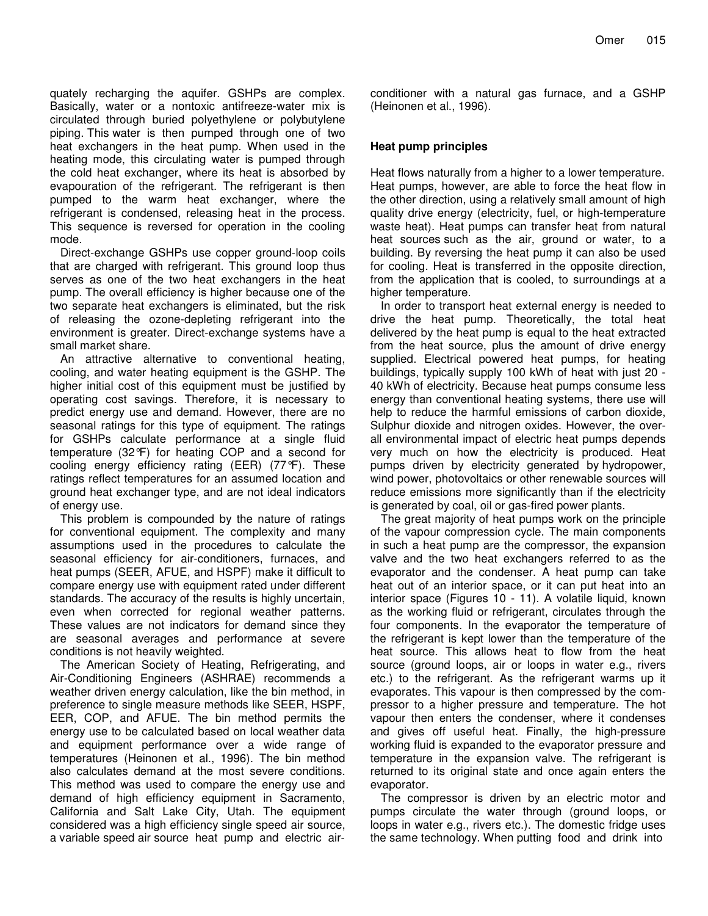quately recharging the aquifer. GSHPs are complex. Basically, water or a nontoxic antifreeze-water mix is circulated through buried polyethylene or polybutylene piping. This water is then pumped through one of two heat exchangers in the heat pump. When used in the heating mode, this circulating water is pumped through the cold heat exchanger, where its heat is absorbed by evapouration of the refrigerant. The refrigerant is then pumped to the warm heat exchanger, where the refrigerant is condensed, releasing heat in the process. This sequence is reversed for operation in the cooling mode.

Direct-exchange GSHPs use copper ground-loop coils that are charged with refrigerant. This ground loop thus serves as one of the two heat exchangers in the heat pump. The overall efficiency is higher because one of the two separate heat exchangers is eliminated, but the risk of releasing the ozone-depleting refrigerant into the environment is greater. Direct-exchange systems have a small market share.

An attractive alternative to conventional heating, cooling, and water heating equipment is the GSHP. The higher initial cost of this equipment must be justified by operating cost savings. Therefore, it is necessary to predict energy use and demand. However, there are no seasonal ratings for this type of equipment. The ratings for GSHPs calculate performance at a single fluid temperature (32℉) for heating COP and a second for cooling energy efficiency rating (EER) (77℉). These ratings reflect temperatures for an assumed location and ground heat exchanger type, and are not ideal indicators of energy use.

This problem is compounded by the nature of ratings for conventional equipment. The complexity and many assumptions used in the procedures to calculate the seasonal efficiency for air-conditioners, furnaces, and heat pumps (SEER, AFUE, and HSPF) make it difficult to compare energy use with equipment rated under different standards. The accuracy of the results is highly uncertain, even when corrected for regional weather patterns. These values are not indicators for demand since they are seasonal averages and performance at severe conditions is not heavily weighted.

The American Society of Heating, Refrigerating, and Air-Conditioning Engineers (ASHRAE) recommends a weather driven energy calculation, like the bin method, in preference to single measure methods like SEER, HSPF, EER, COP, and AFUE. The bin method permits the energy use to be calculated based on local weather data and equipment performance over a wide range of temperatures (Heinonen et al., 1996). The bin method also calculates demand at the most severe conditions. This method was used to compare the energy use and demand of high efficiency equipment in Sacramento, California and Salt Lake City, Utah. The equipment considered was a high efficiency single speed air source, a variable speed air source heat pump and electric air-conditioner with a natural gas furnace, and a GSHP (Heinonen et al., 1996).

**Heat pump principles**

Heat flows naturally from a higher to a lower temperature. Heat pumps, however, are able to force the heat flow in the other direction, using a relatively small amount of high quality drive energy (electricity, fuel, or high-temperature waste heat). Heat pumps can transfer heat from natural heat sources such as the air, ground or water, to a building. By reversing the heat pump it can also be used for cooling. Heat is transferred in the opposite direction, from the application that is cooled, to surroundings at a higher temperature.

In order to transport heat external energy is needed to drive the heat pump. Theoretically, the total heat delivered by the heat pump is equal to the heat extracted from the heat source, plus the amount of drive energy supplied. Electrical powered heat pumps, for heating buildings, typically supply 100 kWh of heat with just 20 - 40 kWh of electricity. Because heat pumps consume less energy than conventional heating systems, there use will help to reduce the harmful emissions of carbon dioxide, Sulphur dioxide and nitrogen oxides. However, the over-all environmental impact of electric heat pumps depends very much on how the electricity is produced. Heat pumps driven by electricity generated by hydropower, wind power, photovoltaics or other renewable sources will reduce emissions more significantly than if the electricity is generated by coal, oil or gas-fired power plants.

The great majority of heat pumps work on the principle of the vapour compression cycle. The main components in such a heat pump are the compressor, the expansion valve and the two heat exchangers referred to as the evaporator and the condenser. A heat pump can take heat out of an interior space, or it can put heat into an interior space (Figures 10 - 11). A volatile liquid, known as the working fluid or refrigerant, circulates through the four components. In the evaporator the temperature of the refrigerant is kept lower than the temperature of the heat source. This allows heat to flow from the heat source (ground loops, air or loops in water e.g., rivers etc.) to the refrigerant. As the refrigerant warms up it evaporates. This vapour is then compressed by the compressor to a higher pressure and temperature. The hot vapour then enters the condenser, where it condenses and gives off useful heat. Finally, the high-pressure working fluid is expanded to the evaporator pressure and temperature in the expansion valve. The refrigerant is returned to its original state and once again enters the evaporator.

The compressor is driven by an electric motor and pumps circulate the water through (ground loops, or loops in water e.g., rivers etc.). The domestic fridge uses the same technology. When putting food and drink into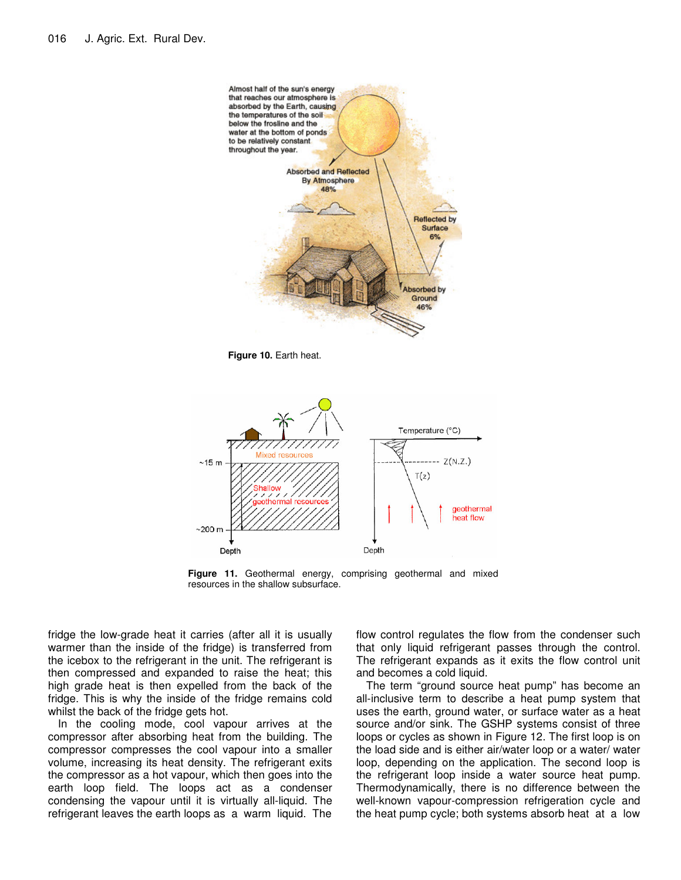Figure 10. Earth heat.

Figure 11. Geothermal energy, comprising geothermal and mixed resources in the shallow subsurface.

fridge the low-grade heat it carries (after all it is usually warmer than the inside of the fridge) is transferred from the icebox to the refrigerant in the unit. The refrigerant is then compressed and expanded to raise the heat; this high grade heat is then expelled from the back of the fridge. This is why the inside of the fridge remains cold whilst the back of the fridge gets hot.

In the cooling mode, cool vapour arrives at the compressor after absorbing heat from the building. The compressor compresses the cool vapour into a smaller volume, increasing its heat density. The refrigerant exits the compressor as a hot vapour, which then goes into the earth loop field. The loops act as a condenser condensing the vapour until it is virtually all-liquid. The refrigerant leaves the earth loops as a warm liquid. The flow control regulates the flow from the condenser such that only liquid refrigerant passes through the control. The refrigerant expands as it exits the flow control unit and becomes a cold liquid.

The term "ground source heat pump" has become an all-inclusive term to describe a heat pump system that uses the earth, ground water, or surface water as a heat source and/or sink. The GSHP systems consist of three loops or cycles as shown in Figure 12. The first loop is on the load side and is either air/water loop or a water/ water loop, depending on the application. The second loop is the refrigerant loop inside a water source heat pump. Thermodynamically, there is no difference between the well-known vapour-compression refrigeration cycle and the heat pump cycle; both systems absorb heat at a low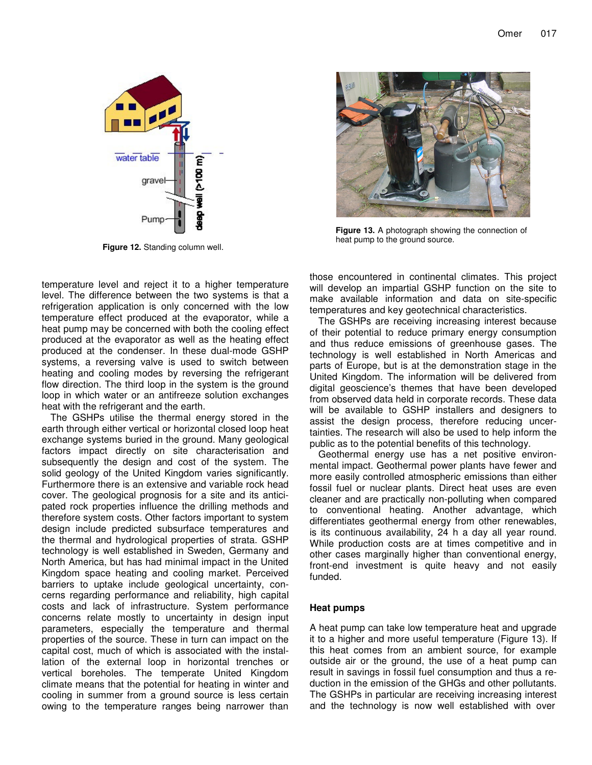Figure 12. Standing column well.

Figure 13. A photograph showing the connection of heat pump to the ground source.

temperature level and reject it to a higher temperature level. The difference between the two systems is that a refrigeration application is only concerned with the low temperature effect produced at the evaporator, while a heat pump may be concerned with both the cooling effect produced at the evaporator as well as the heating effect produced at the condenser. In these dual-mode GSHP systems, a reversing valve is used to switch between heating and cooling modes by reversing the refrigerant flow direction. The third loop in the system is the ground loop in which water or an antifreeze solution exchanges heat with the refrigerant and the earth.

The GSHPs utilise the thermal energy stored in the earth through either vertical or horizontal closed loop heat exchange systems buried in the ground. Many geological factors impact directly on site characterisation and subsequently the design and cost of the system. The solid geology of the United Kingdom varies significantly. Furthermore there is an extensive and variable rock head cover. The geological prognosis for a site and its anticipated rock properties influence the drilling methods and therefore system costs. Other factors important to system design include predicted subsurface temperatures and the thermal and hydrological properties of strata. GSHP technology is well established in Sweden, Germany and North America, but has had minimal impact in the United Kingdom space heating and cooling market. Perceived barriers to uptake include geological uncertainty, concerns regarding performance and reliability, high capital costs and lack of infrastructure. System performance concerns relate mostly to uncertainty in design input parameters, especially the temperature and thermal properties of the source. These in turn can impact on the capital cost, much of which is associated with the installation of the external loop in horizontal trenches or vertical boreholes. The temperate United Kingdom climate means that the potential for heating in winter and cooling in summer from a ground source is less certain owing to the temperature ranges being narrower than those encountered in continental climates. This project will develop an impartial GSHP function on the site to make available information and data on site-specific temperatures and key geotechnical characteristics.

The GSHPs are receiving increasing interest because of their potential to reduce primary energy consumption and thus reduce emissions of greenhouse gases. The technology is well established in North Americas and parts of Europe, but is at the demonstration stage in the United Kingdom. The information will be delivered from digital geoscience's themes that have been developed from observed data held in corporate records. These data will be available to GSHP installers and designers to assist the design process, therefore reducing uncertainties. The research will also be used to help inform the public as to the potential benefits of this technology.

Geothermal energy use has a net positive environmental impact. Geothermal power plants have fewer and more easily controlled atmospheric emissions than either fossil fuel or nuclear plants. Direct heat uses are even cleaner and are practically non-polluting when compared to conventional heating. Another advantage, which differentiates geothermal energy from other renewables, is its continuous availability, 24 h a day all year round. While production costs are at times competitive and in other cases marginally higher than conventional energy, front-end investment is quite heavy and not easily funded.

## Heat pumps

A heat pump can take low temperature heat and upgrade it to a higher and more useful temperature (Figure 13). If this heat comes from an ambient source, for example outside air or the ground, the use of a heat pump can result in savings in fossil fuel consumption and thus a reduction in the emission of the GHGs and other pollutants. The GSHPs in particular are receiving increasing interest and the technology is now well established with over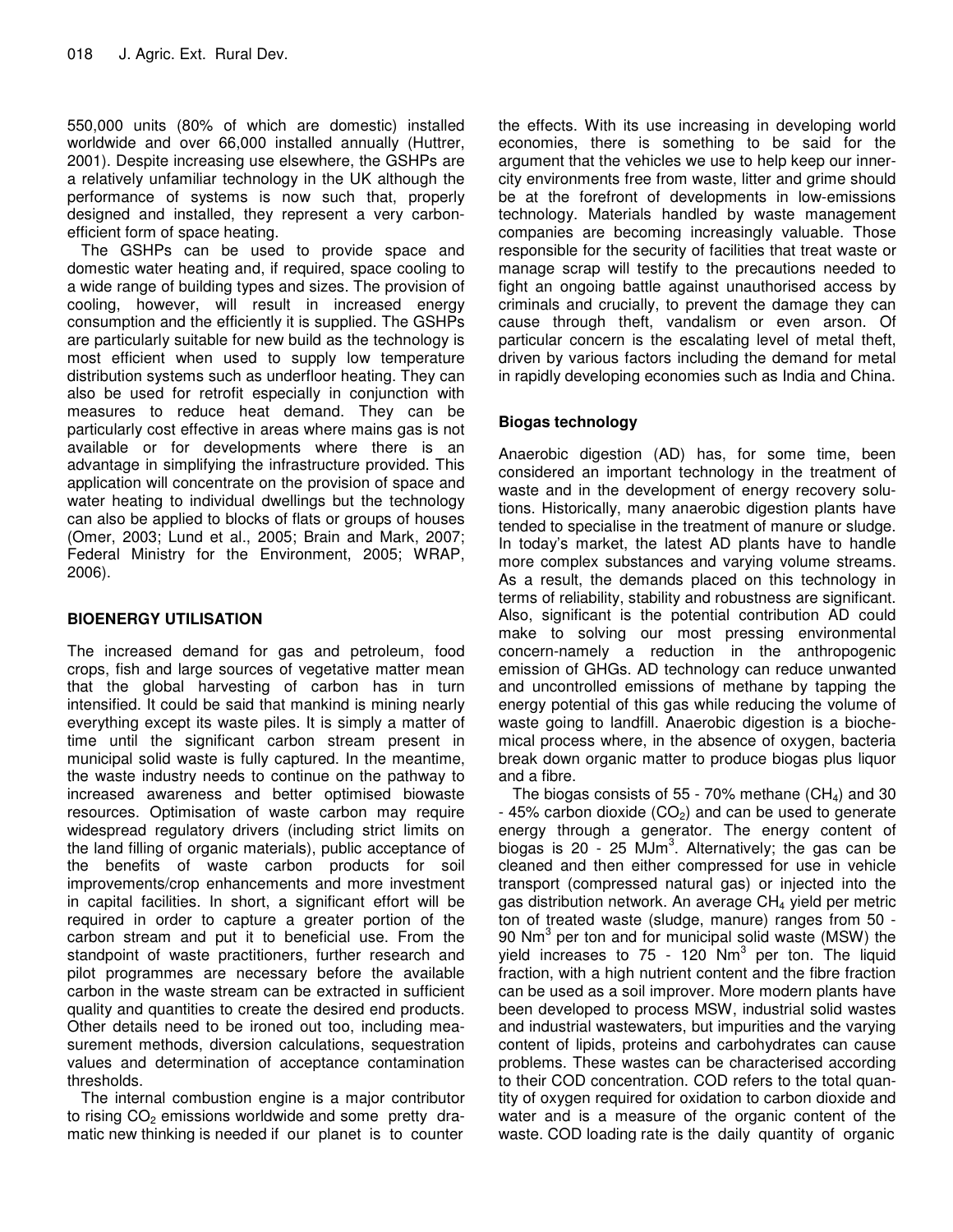550,000 units (80% of which are domestic) installed worldwide and over 66,000 installed annually (Huttrer, 2001). Despite increasing use elsewhere, the GSHPs are a relatively unfamiliar technology in the UK although the performance of systems is now such that, properly designed and installed, they represent a very carbon-efficient form of space heating.

The GSHPs can be used to provide space and domestic water heating and, if required, space cooling to a wide range of building types and sizes. The provision of cooling, however, will result in increased energy consumption and the efficiently it is supplied. The GSHPs are particularly suitable for new build as the technology is most efficient when used to supply low temperature distribution systems such as underfloor heating. They can also be used for retrofit especially in conjunction with measures to reduce heat demand. They can be particularly cost effective in areas where mains gas is not available or for developments where there is an advantage in simplifying the infrastructure provided. This application will concentrate on the provision of space and water heating to individual dwellings but the technology can also be applied to blocks of flats or groups of houses (Omer, 2003; Lund et al., 2005; Brain and Mark, 2007; Federal Ministry for the Environment, 2005; WRAP, 2006).

## BIOENERGY UTILISATION

The increased demand for gas and petroleum, food crops, fish and large sources of vegetative matter mean that the global harvesting of carbon has in turn intensified. It could be said that mankind is mining nearly everything except its waste piles. It is simply a matter of time until the significant carbon stream present in municipal solid waste is fully captured. In the meantime, the waste industry needs to continue on the pathway to increased awareness and better optimised biowaste resources. Optimisation of waste carbon may require widespread regulatory drivers (including strict limits on the land filling of organic materials), public acceptance of the benefits of waste carbon products for soil improvements/crop enhancements and more investment in capital facilities. In short, a significant effort will be required in order to capture a greater portion of the carbon stream and put it to beneficial use. From the standpoint of waste practitioners, further research and pilot programmes are necessary before the available carbon in the waste stream can be extracted in sufficient quality and quantities to create the desired end products. Other details need to be ironed out too, including measurement methods, diversion calculations, sequestration values and determination of acceptance contamination thresholds.

The internal combustion engine is a major contributor to rising $CO_2$ emissions worldwide and some pretty dramatic new thinking is needed if our planet is to counter the effects. With its use increasing in developing world economies, there is something to be said for the argument that the vehicles we use to help keep our inner-city environments free from waste, litter and grime should be at the forefront of developments in low-emissions technology. Materials handled by waste management companies are becoming increasingly valuable. Those responsible for the security of facilities that treat waste or manage scrap will testify to the precautions needed to fight an ongoing battle against unauthorised access by criminals and crucially, to prevent the damage they can cause through theft, vandalism or even arson. Of particular concern is the escalating level of metal theft, driven by various factors including the demand for metal in rapidly developing economies such as India and China.

### Biogas technology

Anaerobic digestion (AD) has, for some time, been considered an important technology in the treatment of waste and in the development of energy recovery solutions. Historically, many anaerobic digestion plants have tended to specialise in the treatment of manure or sludge. In today's market, the latest AD plants have to handle more complex substances and varying volume streams. As a result, the demands placed on this technology in terms of reliability, stability and robustness are significant. Also, significant is the potential contribution AD could make to solving our most pressing environmental concern-namely a reduction in the anthropogenic emission of GHGs. AD technology can reduce unwanted and uncontrolled emissions of methane by tapping the energy potential of this gas while reducing the volume of waste going to landfill. Anaerobic digestion is a biochemical process where, in the absence of oxygen, bacteria break down organic matter to produce biogas plus liquor and a fibre.

The biogas consists of 55 - 70% methane ($CH_4$) and 30 - 45% carbon dioxide ($CO_2$) and can be used to generate energy through a generator. The energy content of biogas is 20 - 25 $MJm^3$. Alternatively; the gas can be cleaned and then either compressed for use in vehicle transport (compressed natural gas) or injected into the gas distribution network. An average $CH_4$ yield per metric ton of treated waste (sludge, manure) ranges from 50 - 90 $Nm^3$ per ton and for municipal solid waste (MSW) the yield increases to 75 - 120 $Nm^3$ per ton. The liquid fraction, with a high nutrient content and the fibre fraction can be used as a soil improver. More modern plants have been developed to process MSW, industrial solid wastes and industrial wastewaters, but impurities and the varying content of lipids, proteins and carbohydrates can cause problems. These wastes can be characterised according to their COD concentration. COD refers to the total quantity of oxygen required for oxidation to carbon dioxide and water and is a measure of the organic content of the waste. COD loading rate is the daily quantity of organic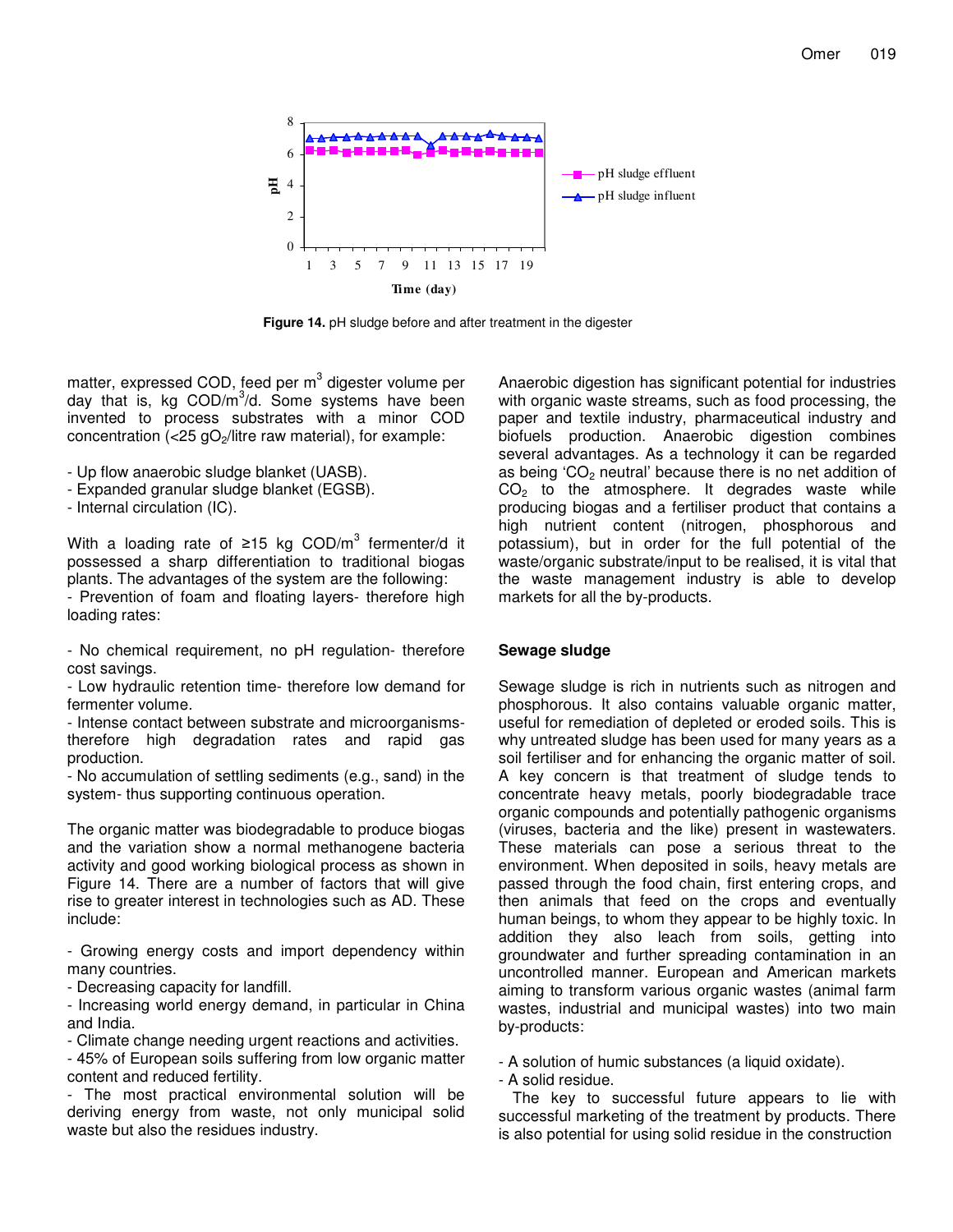Figure 14. pH sludge before and after treatment in the digester

matter, expressed COD, feed per $m^3$ digester volume per day that is, kg COD/$m^3$/d. Some systems have been invented to process substrates with a minor COD concentration (<25 $gO_2$/litre raw material), for example:

- Up flow anaerobic sludge blanket (UASB).
- Expanded granular sludge blanket (EGSB).
- Internal circulation (IC).

With a loading rate of ≥15 kg COD/$m^3$ fermenter/d it possessed a sharp differentiation to traditional biogas plants. The advantages of the system are the following:
- Prevention of foam and floating layers- therefore high loading rates:

- No chemical requirement, no pH regulation- therefore cost savings.
- Low hydraulic retention time- therefore low demand for fermenter volume.
- Intense contact between substrate and microorganisms- therefore high degradation rates and rapid gas production.
- No accumulation of settling sediments (e.g., sand) in the system- thus supporting continuous operation.

The organic matter was biodegradable to produce biogas and the variation show a normal methanogene bacteria activity and good working biological process as shown in Figure 14. There are a number of factors that will give rise to greater interest in technologies such as AD. These include:

- Growing energy costs and import dependency within many countries.
- Decreasing capacity for landfill.
- Increasing world energy demand, in particular in China and India.
- Climate change needing urgent reactions and activities.
- 45% of European soils suffering from low organic matter content and reduced fertility.
- The most practical environmental solution will be deriving energy from waste, not only municipal solid waste but also the residues industry.

Anaerobic digestion has significant potential for industries with organic waste streams, such as food processing, the paper and textile industry, pharmaceutical industry and biofuels production. Anaerobic digestion combines several advantages. As a technology it can be regarded as being '$CO_2$ neutral' because there is no net addition of $CO_2$ to the atmosphere. It degrades waste while producing biogas and a fertiliser product that contains a high nutrient content (nitrogen, phosphorous and potassium), but in order for the full potential of the waste/organic substrate/input to be realised, it is vital that the waste management industry is able to develop markets for all the by-products.

## Sewage sludge

Sewage sludge is rich in nutrients such as nitrogen and phosphorous. It also contains valuable organic matter, useful for remediation of depleted or eroded soils. This is why untreated sludge has been used for many years as a soil fertiliser and for enhancing the organic matter of soil. A key concern is that treatment of sludge tends to concentrate heavy metals, poorly biodegradable trace organic compounds and potentially pathogenic organisms (viruses, bacteria and the like) present in wastewaters. These materials can pose a serious threat to the environment. When deposited in soils, heavy metals are passed through the food chain, first entering crops, and then animals that feed on the crops and eventually human beings, to whom they appear to be highly toxic. In addition they also leach from soils, getting into groundwater and further spreading contamination in an uncontrolled manner. European and American markets aiming to transform various organic wastes (animal farm wastes, industrial and municipal wastes) into two main by-products:

- A solution of humic substances (a liquid oxidate).
- A solid residue.

The key to successful future appears to lie with successful marketing of the treatment by products. There is also potential for using solid residue in the construction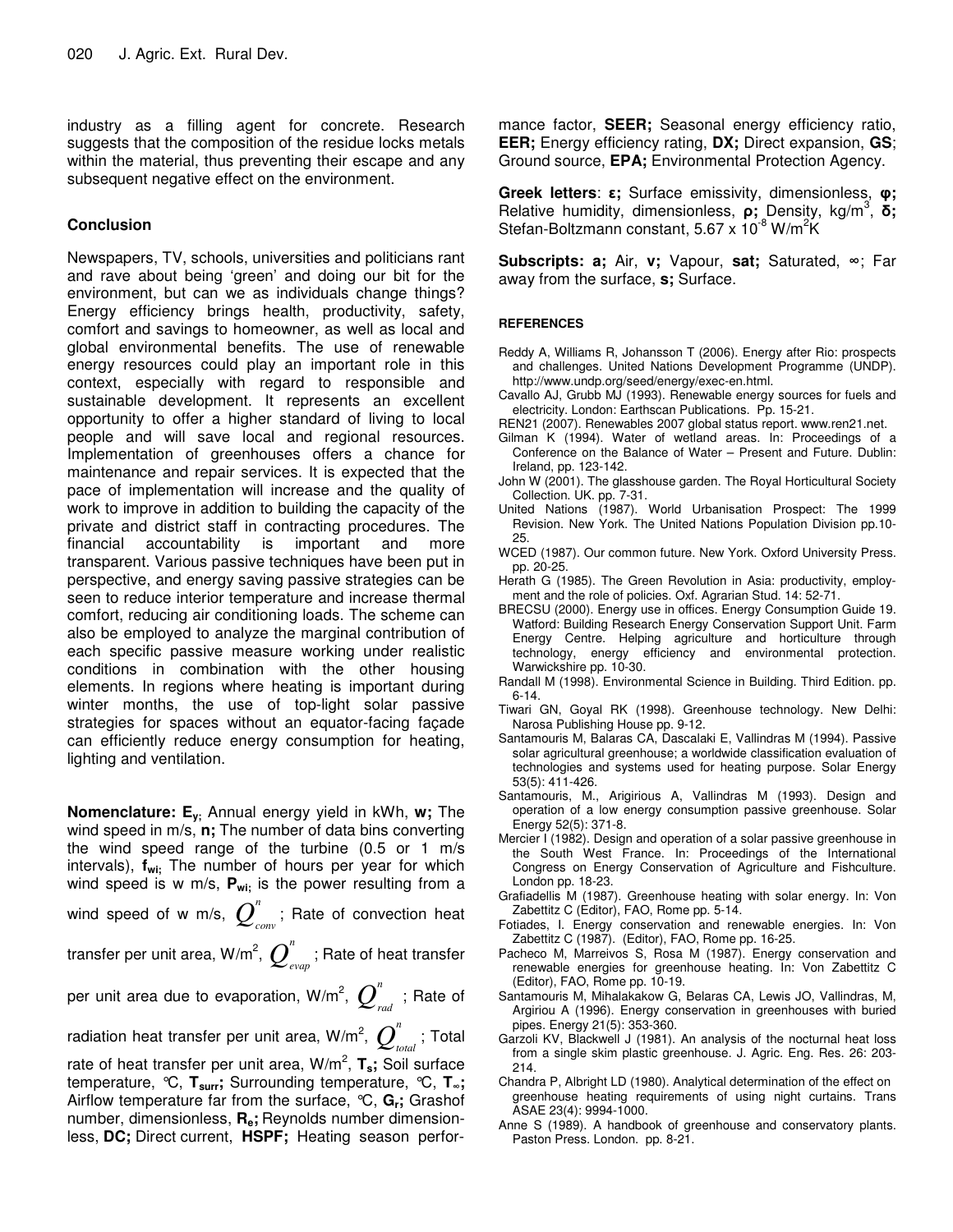industry as a filling agent for concrete. Research suggests that the composition of the residue locks metals within the material, thus preventing their escape and any subsequent negative effect on the environment.

### Conclusion

Newspapers, TV, schools, universities and politicians rant and rave about being 'green' and doing our bit for the environment, but can we as individuals change things? Energy efficiency brings health, productivity, safety, comfort and savings to homeowner, as well as local and global environmental benefits. The use of renewable energy resources could play an important role in this context, especially with regard to responsible and sustainable development. It represents an excellent opportunity to offer a higher standard of living to local people and will save local and regional resources. Implementation of greenhouses offers a chance for maintenance and repair services. It is expected that the pace of implementation will increase and the quality of work to improve in addition to building the capacity of the private and district staff in contracting procedures. The financial accountability is important and more transparent. Various passive techniques have been put in perspective, and energy saving passive strategies can be seen to reduce interior temperature and increase thermal comfort, reducing air conditioning loads. The scheme can also be employed to analyze the marginal contribution of each specific passive measure working under realistic conditions in combination with the other housing elements. In regions where heating is important during winter months, the use of top-light solar passive strategies for spaces without an equator-facing façade can efficiently reduce energy consumption for heating, lighting and ventilation.

**Nomenclature:** $\mathbf{E_y}$; Annual energy yield in kWh, **w;** The wind speed in m/s, **n;** The number of data bins converting the wind speed range of the turbine (0.5 or 1 m/s intervals), $\mathbf{f_{wi}}$; The number of hours per year for which wind speed is w m/s, $\mathbf{P_{wi}}$; is the power resulting from a wind speed of w m/s, $Q^{n}_{conv}$; Rate of convection heat transfer per unit area, W/m$^2$, $Q^{n}_{evap}$; Rate of heat transfer per unit area due to evaporation, W/m$^2$, $Q^{n}_{rad}$; Rate of radiation heat transfer per unit area, W/m$^2$, $Q^{n}_{total}$; Total rate of heat transfer per unit area, W/m$^2$, $\mathbf{T_s}$; Soil surface temperature, °C, $\mathbf{T_{surr}}$; Surrounding temperature, °C, $\mathbf{T_\infty}$; Airflow temperature far from the surface, °C, $\mathbf{G_r}$; Grashof number, dimensionless, $\mathbf{R_e}$; Reynolds number dimensionless, **DC;** Direct current, **HSPF;** Heating season performance factor, **SEER;** Seasonal energy efficiency ratio, **EER;** Energy efficiency rating, **DX;** Direct expansion, **GS**; Ground source, **EPA;** Environmental Protection Agency.

**Greek letters**: **ε;** Surface emissivity, dimensionless, **φ;** Relative humidity, dimensionless, **ρ;** Density, kg/m$^3$, **δ;** Stefan-Boltzmann constant, 5.67 x 10$^{-8}$ W/m$^2$K

**Subscripts: a;** Air, **v;** Vapour, **sat;** Saturated, **∞**; Far away from the surface, **s;** Surface.

### REFERENCES

Reddy A, Williams R, Johansson T (2006). Energy after Rio: prospects and challenges. United Nations Development Programme (UNDP). http://www.undp.org/seed/energy/exec-en.html.

Cavallo AJ, Grubb MJ (1993). Renewable energy sources for fuels and electricity. London: Earthscan Publications. Pp. 15-21.

REN21 (2007). Renewables 2007 global status report. www.ren21.net.

Gilman K (1994). Water of wetland areas. In: Proceedings of a Conference on the Balance of Water – Present and Future. Dublin: Ireland, pp. 123-142.

John W (2001). The glasshouse garden. The Royal Horticultural Society Collection. UK. pp. 7-31.

United Nations (1987). World Urbanisation Prospect: The 1999 Revision. New York. The United Nations Population Division pp.10-25.

WCED (1987). Our common future. New York. Oxford University Press. pp. 20-25.

Herath G (1985). The Green Revolution in Asia: productivity, employment and the role of policies. Oxf. Agrarian Stud. 14: 52-71.

BRECSU (2000). Energy use in offices. Energy Consumption Guide 19. Watford: Building Research Energy Conservation Support Unit. Farm Energy Centre. Helping agriculture and horticulture through technology, energy efficiency and environmental protection. Warwickshire pp. 10-30.

Randall M (1998). Environmental Science in Building. Third Edition. pp. 6-14.

Tiwari GN, Goyal RK (1998). Greenhouse technology. New Delhi: Narosa Publishing House pp. 9-12.

Santamouris M, Balaras CA, Dascalaki E, Vallindras M (1994). Passive solar agricultural greenhouse; a worldwide classification evaluation of technologies and systems used for heating purpose. Solar Energy 53(5): 411-426.

Santamouris, M., Arigirious A, Vallindras M (1993). Design and operation of a low energy consumption passive greenhouse. Solar Energy 52(5): 371-8.

Mercier I (1982). Design and operation of a solar passive greenhouse in the South West France. In: Proceedings of the International Congress on Energy Conservation of Agriculture and Fishculture. London pp. 18-23.

Grafiadellis M (1987). Greenhouse heating with solar energy. In: Von Zabettitz C (Editor), FAO, Rome pp. 5-14.

Fotiades, I. Energy conservation and renewable energies. In: Von Zabettitz C (1987). (Editor), FAO, Rome pp. 16-25.

Pacheco M, Marreivos S, Rosa M (1987). Energy conservation and renewable energies for greenhouse heating. In: Von Zabettitz C (Editor), FAO, Rome pp. 10-19.

Santamouris M, Mihalakakow G, Belaras CA, Lewis JO, Vallindras, M, Argiriou A (1996). Energy conservation in greenhouses with buried pipes. Energy 21(5): 353-360.

Garzoli KV, Blackwell J (1981). An analysis of the nocturnal heat loss from a single skim plastic greenhouse. J. Agric. Eng. Res. 26: 203-214.

Chandra P, Albright LD (1980). Analytical determination of the effect on greenhouse heating requirements of using night curtains. Trans ASAE 23(4): 9994-1000.

Anne S (1989). A handbook of greenhouse and conservatory plants. Paston Press. London. pp. 8-21.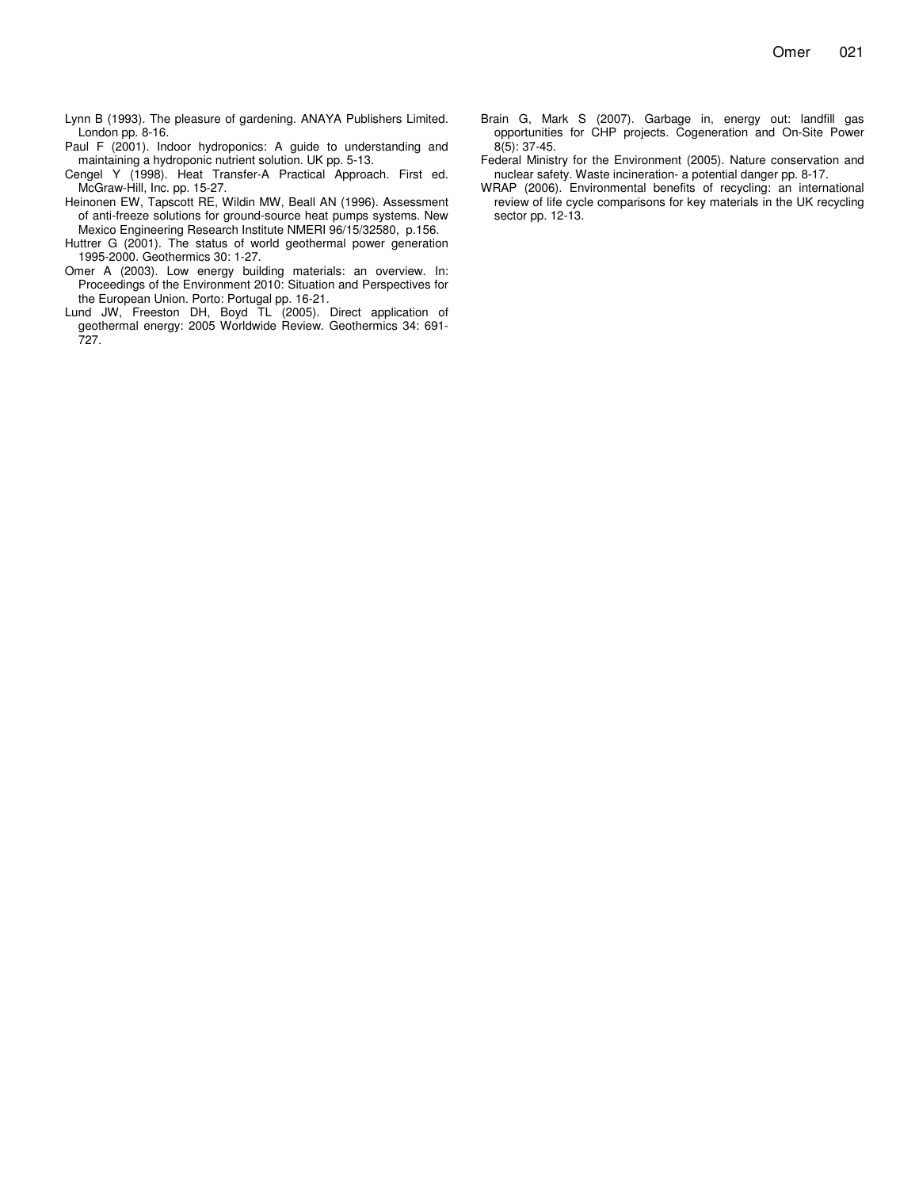Lynn B (1993). The pleasure of gardening. ANAYA Publishers Limited. London pp. 8-16.

Paul F (2001). Indoor hydroponics: A guide to understanding and maintaining a hydroponic nutrient solution. UK pp. 5-13.

Cengel Y (1998). Heat Transfer-A Practical Approach. First ed. McGraw-Hill, Inc. pp. 15-27.

Heinonen EW, Tapscott RE, Wildin MW, Beall AN (1996). Assessment of anti-freeze solutions for ground-source heat pumps systems. New Mexico Engineering Research Institute NMERI 96/15/32580, p.156.

Huttrer G (2001). The status of world geothermal power generation 1995-2000. Geothermics 30: 1-27.

Omer A (2003). Low energy building materials: an overview. In: Proceedings of the Environment 2010: Situation and Perspectives for the European Union. Porto: Portugal pp. 16-21.

Lund JW, Freeston DH, Boyd TL (2005). Direct application of geothermal energy: 2005 Worldwide Review. Geothermics 34: 691-727.

Brain G, Mark S (2007). Garbage in, energy out: landfill gas opportunities for CHP projects. Cogeneration and On-Site Power 8(5): 37-45.

Federal Ministry for the Environment (2005). Nature conservation and nuclear safety. Waste incineration- a potential danger pp. 8-17.

WRAP (2006). Environmental benefits of recycling: an international review of life cycle comparisons for key materials in the UK recycling sector pp. 12-13.